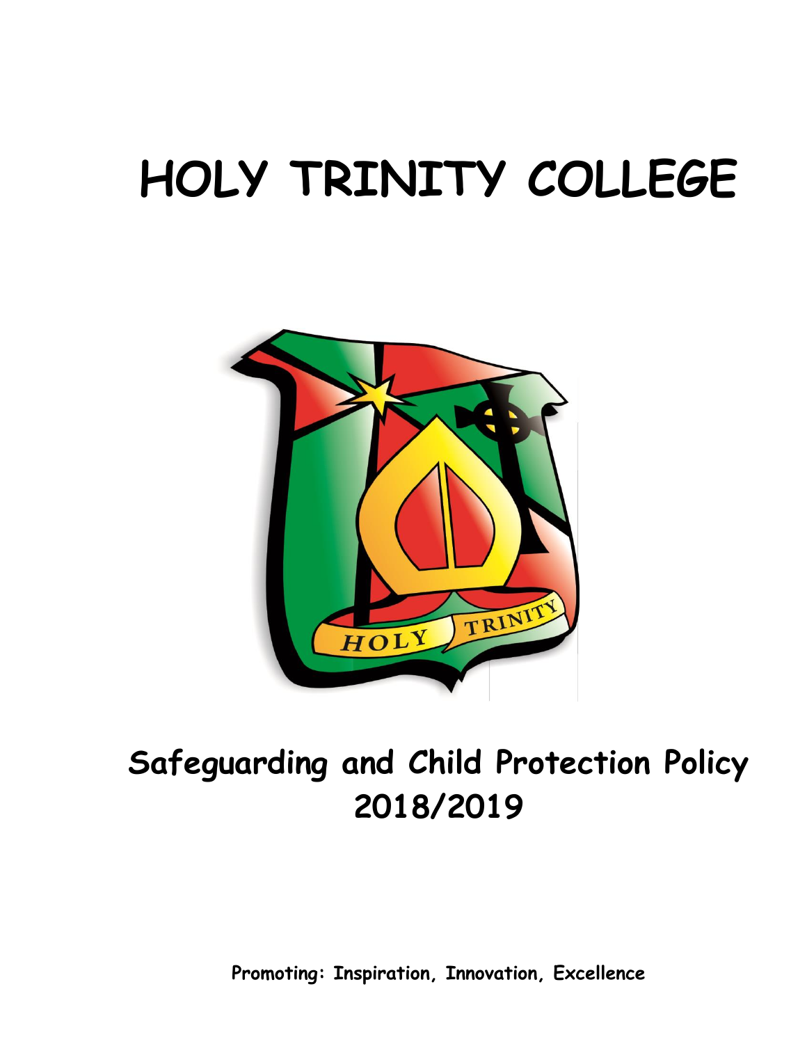# HOLY TRINITY COLLEGE

## Safeguarding and Child Protection Policy 2018/2019

**Promoting: Inspiration, Innovation, Excellence**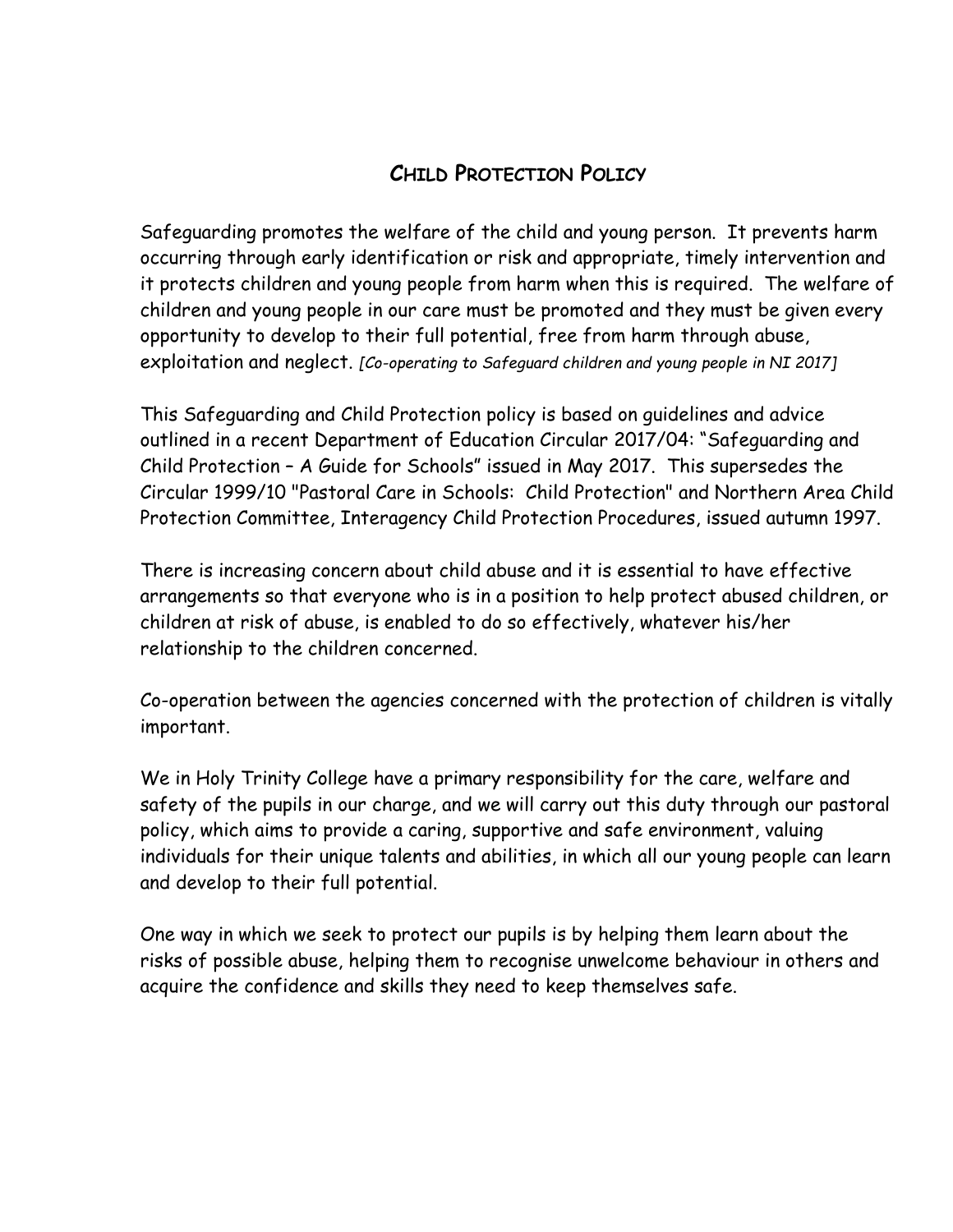## Child Protection Policy

Safeguarding promotes the welfare of the child and young person. It prevents harm occurring through early identification or risk and appropriate, timely intervention and it protects children and young people from harm when this is required. The welfare of children and young people in our care must be promoted and they must be given every opportunity to develop to their full potential, free from harm through abuse, exploitation and neglect. *[Co-operating to Safeguard children and young people in NI 2017]*

This Safeguarding and Child Protection policy is based on guidelines and advice outlined in a recent Department of Education Circular 2017/04: "Safeguarding and Child Protection – A Guide for Schools" issued in May 2017. This supersedes the Circular 1999/10 "Pastoral Care in Schools: Child Protection" and Northern Area Child Protection Committee, Interagency Child Protection Procedures, issued autumn 1997.

There is increasing concern about child abuse and it is essential to have effective arrangements so that everyone who is in a position to help protect abused children, or children at risk of abuse, is enabled to do so effectively, whatever his/her relationship to the children concerned.

Co-operation between the agencies concerned with the protection of children is vitally important.

We in Holy Trinity College have a primary responsibility for the care, welfare and safety of the pupils in our charge, and we will carry out this duty through our pastoral policy, which aims to provide a caring, supportive and safe environment, valuing individuals for their unique talents and abilities, in which all our young people can learn and develop to their full potential.

One way in which we seek to protect our pupils is by helping them learn about the risks of possible abuse, helping them to recognise unwelcome behaviour in others and acquire the confidence and skills they need to keep themselves safe.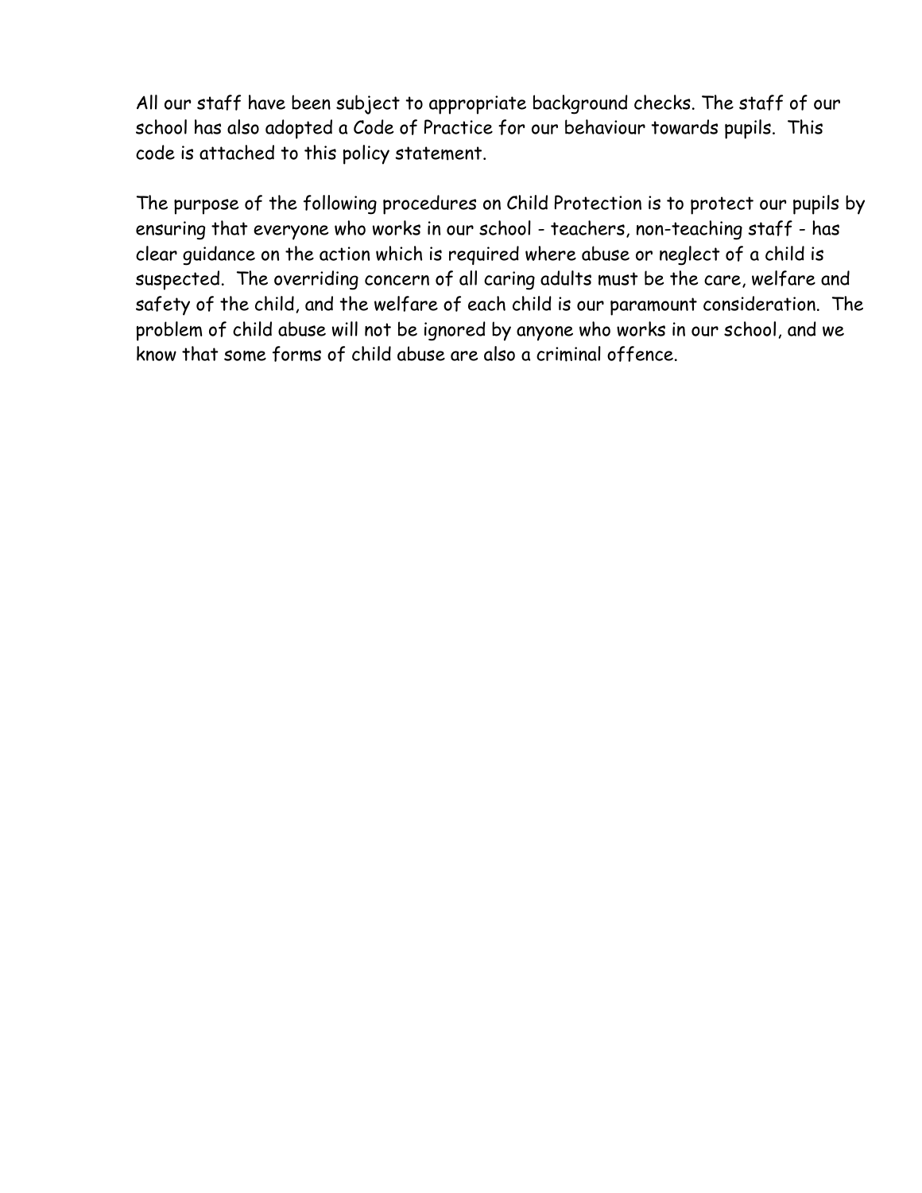All our staff have been subject to appropriate background checks. The staff of our school has also adopted a Code of Practice for our behaviour towards pupils. This code is attached to this policy statement.

The purpose of the following procedures on Child Protection is to protect our pupils by ensuring that everyone who works in our school - teachers, non-teaching staff - has clear guidance on the action which is required where abuse or neglect of a child is suspected. The overriding concern of all caring adults must be the care, welfare and safety of the child, and the welfare of each child is our paramount consideration. The problem of child abuse will not be ignored by anyone who works in our school, and we know that some forms of child abuse are also a criminal offence.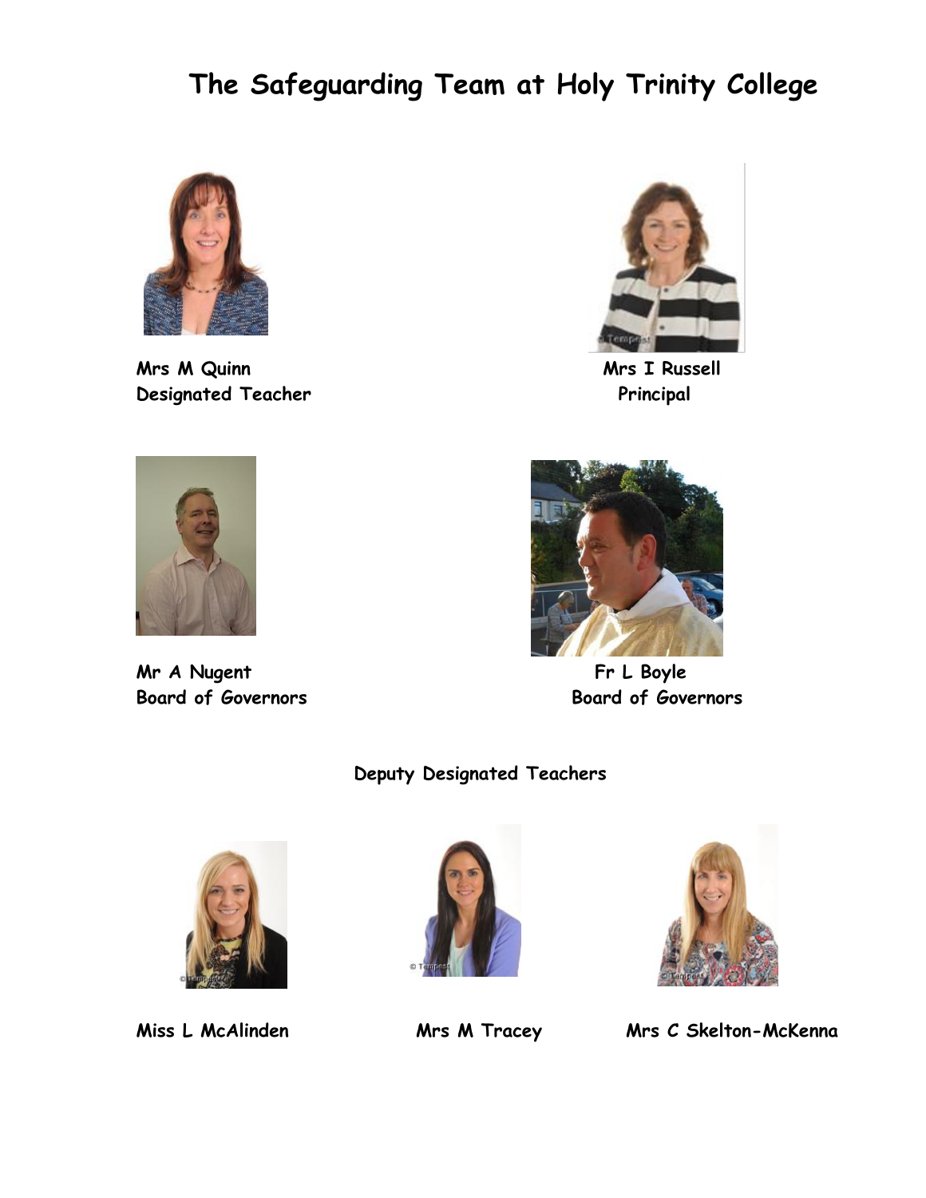# The Safeguarding Team at Holy Trinity College

**Mrs M Quinn**
**Designated Teacher**

**Mrs I Russell**
**Principal**

**Mr A Nugent**
**Board of Governors**

**Fr L Boyle**
**Board of Governors**

**Deputy Designated Teachers**

**Miss L McAlinden**

**Mrs M Tracey**

**Mrs C Skelton-McKenna**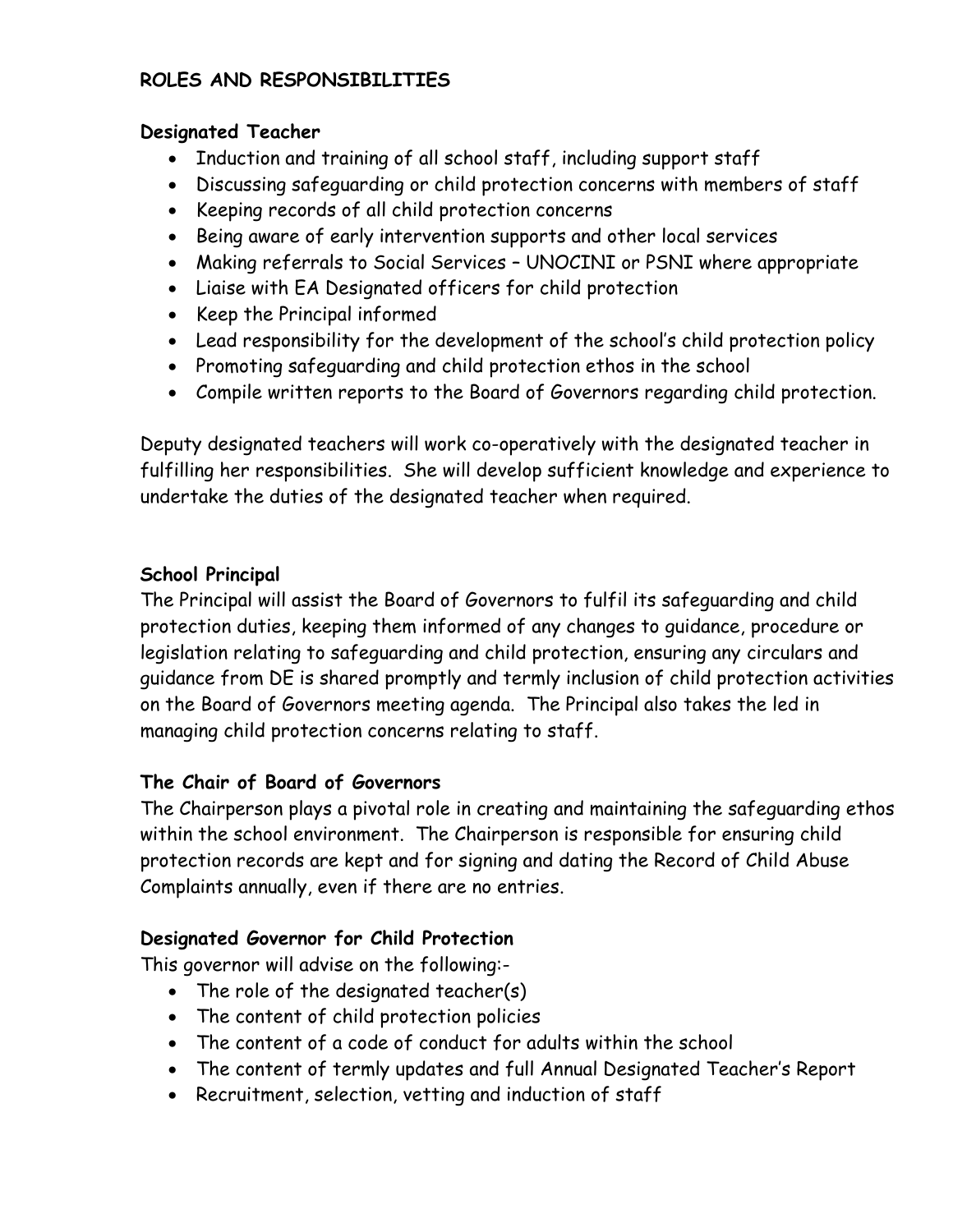## ROLES AND RESPONSIBILITIES

### Designated Teacher

- Induction and training of all school staff, including support staff
- Discussing safeguarding or child protection concerns with members of staff
- Keeping records of all child protection concerns
- Being aware of early intervention supports and other local services
- Making referrals to Social Services – UNOCINI or PSNI where appropriate
- Liaise with EA Designated officers for child protection
- Keep the Principal informed
- Lead responsibility for the development of the school's child protection policy
- Promoting safeguarding and child protection ethos in the school
- Compile written reports to the Board of Governors regarding child protection.

Deputy designated teachers will work co-operatively with the designated teacher in fulfilling her responsibilities. She will develop sufficient knowledge and experience to undertake the duties of the designated teacher when required.

### School Principal

The Principal will assist the Board of Governors to fulfil its safeguarding and child protection duties, keeping them informed of any changes to guidance, procedure or legislation relating to safeguarding and child protection, ensuring any circulars and guidance from DE is shared promptly and termly inclusion of child protection activities on the Board of Governors meeting agenda. The Principal also takes the led in managing child protection concerns relating to staff.

### The Chair of Board of Governors

The Chairperson plays a pivotal role in creating and maintaining the safeguarding ethos within the school environment. The Chairperson is responsible for ensuring child protection records are kept and for signing and dating the Record of Child Abuse Complaints annually, even if there are no entries.

### Designated Governor for Child Protection

This governor will advise on the following:-

- The role of the designated teacher(s)
- The content of child protection policies
- The content of a code of conduct for adults within the school
- The content of termly updates and full Annual Designated Teacher's Report
- Recruitment, selection, vetting and induction of staff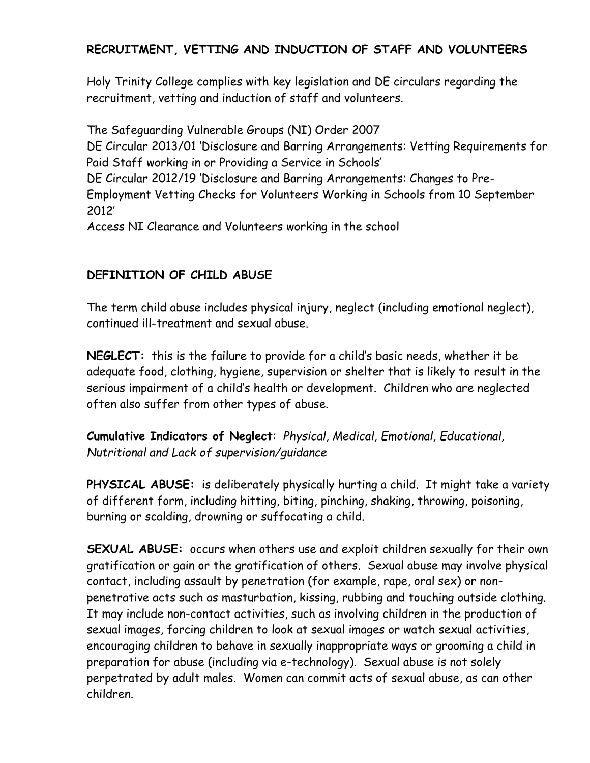## RECRUITMENT, VETTING AND INDUCTION OF STAFF AND VOLUNTEERS

Holy Trinity College complies with key legislation and DE circulars regarding the recruitment, vetting and induction of staff and volunteers.

The Safeguarding Vulnerable Groups (NI) Order 2007
DE Circular 2013/01 'Disclosure and Barring Arrangements: Vetting Requirements for Paid Staff working in or Providing a Service in Schools'
DE Circular 2012/19 'Disclosure and Barring Arrangements: Changes to Pre-Employment Vetting Checks for Volunteers Working in Schools from 10 September 2012'
Access NI Clearance and Volunteers working in the school

## DEFINITION OF CHILD ABUSE

The term child abuse includes physical injury, neglect (including emotional neglect), continued ill-treatment and sexual abuse.

**NEGLECT:** this is the failure to provide for a child's basic needs, whether it be adequate food, clothing, hygiene, supervision or shelter that is likely to result in the serious impairment of a child's health or development. Children who are neglected often also suffer from other types of abuse.

**Cumulative Indicators of Neglect**: *Physical, Medical, Emotional, Educational, Nutritional and Lack of supervision/guidance*

**PHYSICAL ABUSE:** is deliberately physically hurting a child. It might take a variety of different form, including hitting, biting, pinching, shaking, throwing, poisoning, burning or scalding, drowning or suffocating a child.

**SEXUAL ABUSE:** occurs when others use and exploit children sexually for their own gratification or gain or the gratification of others. Sexual abuse may involve physical contact, including assault by penetration (for example, rape, oral sex) or non-penetrative acts such as masturbation, kissing, rubbing and touching outside clothing. It may include non-contact activities, such as involving children in the production of sexual images, forcing children to look at sexual images or watch sexual activities, encouraging children to behave in sexually inappropriate ways or grooming a child in preparation for abuse (including via e-technology). Sexual abuse is not solely perpetrated by adult males. Women can commit acts of sexual abuse, as can other children.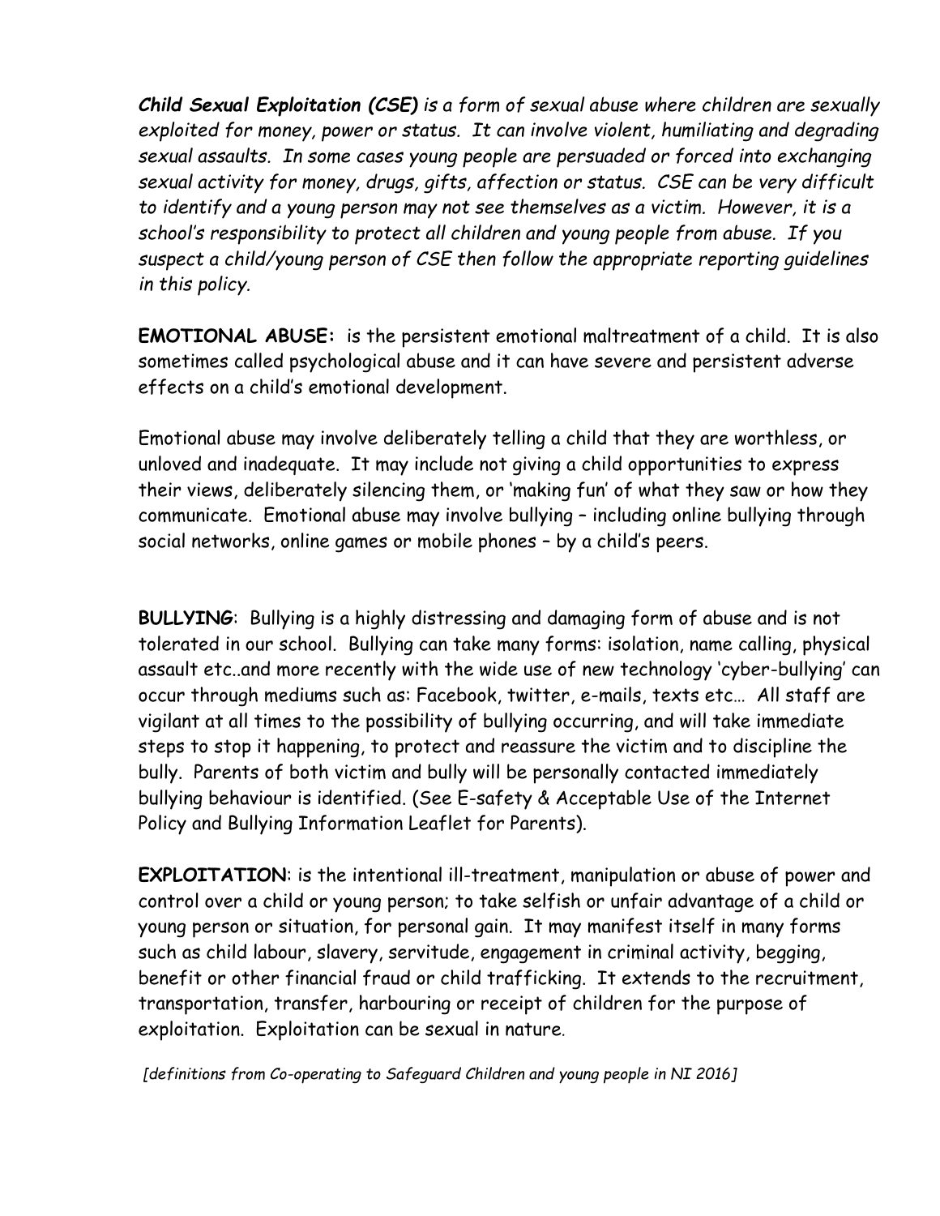***Child Sexual Exploitation (CSE)** is a form of sexual abuse where children are sexually exploited for money, power or status. It can involve violent, humiliating and degrading sexual assaults. In some cases young people are persuaded or forced into exchanging sexual activity for money, drugs, gifts, affection or status. CSE can be very difficult to identify and a young person may not see themselves as a victim. However, it is a school's responsibility to protect all children and young people from abuse. If you suspect a child/young person of CSE then follow the appropriate reporting guidelines in this policy.*

**EMOTIONAL ABUSE:** is the persistent emotional maltreatment of a child. It is also sometimes called psychological abuse and it can have severe and persistent adverse effects on a child's emotional development.

Emotional abuse may involve deliberately telling a child that they are worthless, or unloved and inadequate. It may include not giving a child opportunities to express their views, deliberately silencing them, or 'making fun' of what they saw or how they communicate. Emotional abuse may involve bullying – including online bullying through social networks, online games or mobile phones – by a child's peers.

**BULLYING**: Bullying is a highly distressing and damaging form of abuse and is not tolerated in our school. Bullying can take many forms: isolation, name calling, physical assault etc..and more recently with the wide use of new technology 'cyber-bullying' can occur through mediums such as: Facebook, twitter, e-mails, texts etc… All staff are vigilant at all times to the possibility of bullying occurring, and will take immediate steps to stop it happening, to protect and reassure the victim and to discipline the bully. Parents of both victim and bully will be personally contacted immediately bullying behaviour is identified. (See E-safety & Acceptable Use of the Internet Policy and Bullying Information Leaflet for Parents).

**EXPLOITATION**: is the intentional ill-treatment, manipulation or abuse of power and control over a child or young person; to take selfish or unfair advantage of a child or young person or situation, for personal gain. It may manifest itself in many forms such as child labour, slavery, servitude, engagement in criminal activity, begging, benefit or other financial fraud or child trafficking. It extends to the recruitment, transportation, transfer, harbouring or receipt of children for the purpose of exploitation. Exploitation can be sexual in nature.

*[definitions from Co-operating to Safeguard Children and young people in NI 2016]*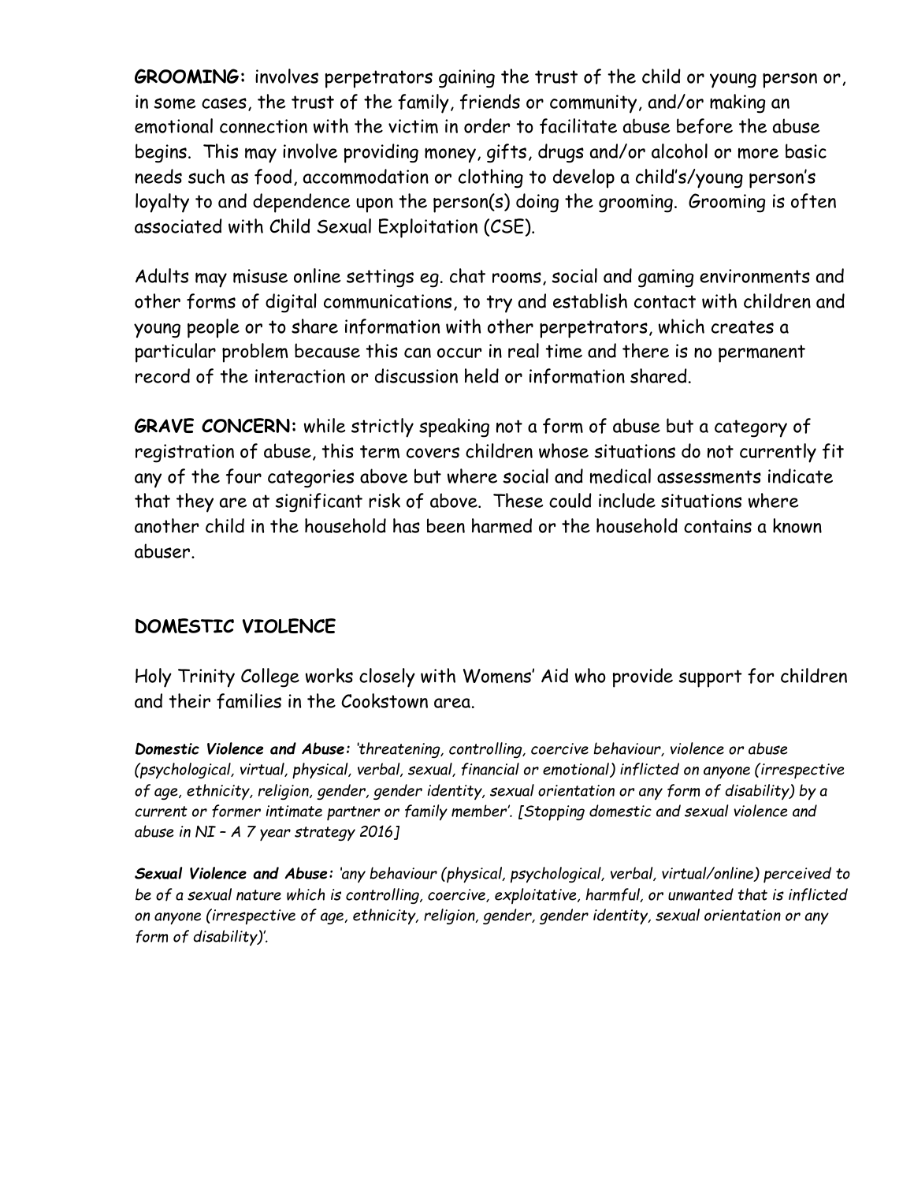**GROOMING:** involves perpetrators gaining the trust of the child or young person or, in some cases, the trust of the family, friends or community, and/or making an emotional connection with the victim in order to facilitate abuse before the abuse begins. This may involve providing money, gifts, drugs and/or alcohol or more basic needs such as food, accommodation or clothing to develop a child's/young person's loyalty to and dependence upon the person(s) doing the grooming. Grooming is often associated with Child Sexual Exploitation (CSE).

Adults may misuse online settings eg. chat rooms, social and gaming environments and other forms of digital communications, to try and establish contact with children and young people or to share information with other perpetrators, which creates a particular problem because this can occur in real time and there is no permanent record of the interaction or discussion held or information shared.

**GRAVE CONCERN:** while strictly speaking not a form of abuse but a category of registration of abuse, this term covers children whose situations do not currently fit any of the four categories above but where social and medical assessments indicate that they are at significant risk of above. These could include situations where another child in the household has been harmed or the household contains a known abuser.

## DOMESTIC VIOLENCE

Holy Trinity College works closely with Womens' Aid who provide support for children and their families in the Cookstown area.

***Domestic Violence and Abuse:*** *'threatening, controlling, coercive behaviour, violence or abuse (psychological, virtual, physical, verbal, sexual, financial or emotional) inflicted on anyone (irrespective of age, ethnicity, religion, gender, gender identity, sexual orientation or any form of disability) by a current or former intimate partner or family member'. [Stopping domestic and sexual violence and abuse in NI – A 7 year strategy 2016]*

***Sexual Violence and Abuse:*** *'any behaviour (physical, psychological, verbal, virtual/online) perceived to be of a sexual nature which is controlling, coercive, exploitative, harmful, or unwanted that is inflicted on anyone (irrespective of age, ethnicity, religion, gender, gender identity, sexual orientation or any form of disability)'.*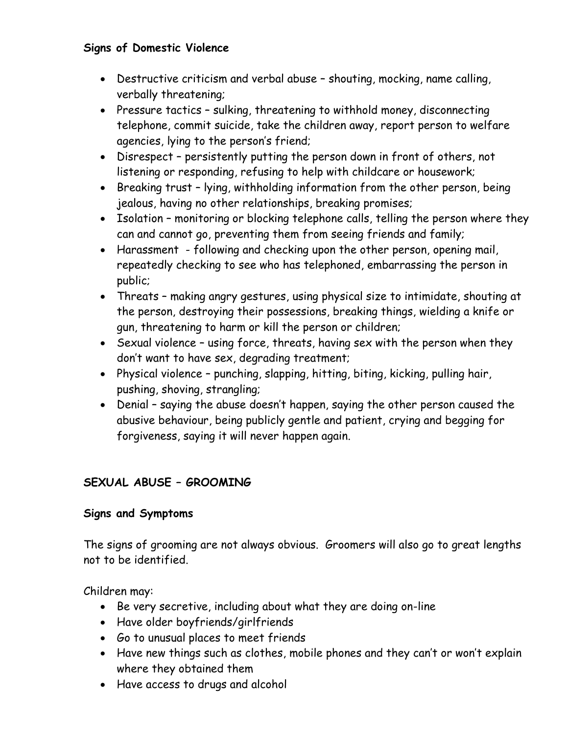**Signs of Domestic Violence**

- Destructive criticism and verbal abuse – shouting, mocking, name calling, verbally threatening;
- Pressure tactics – sulking, threatening to withhold money, disconnecting telephone, commit suicide, take the children away, report person to welfare agencies, lying to the person's friend;
- Disrespect – persistently putting the person down in front of others, not listening or responding, refusing to help with childcare or housework;
- Breaking trust – lying, withholding information from the other person, being jealous, having no other relationships, breaking promises;
- Isolation – monitoring or blocking telephone calls, telling the person where they can and cannot go, preventing them from seeing friends and family;
- Harassment - following and checking upon the other person, opening mail, repeatedly checking to see who has telephoned, embarrassing the person in public;
- Threats – making angry gestures, using physical size to intimidate, shouting at the person, destroying their possessions, breaking things, wielding a knife or gun, threatening to harm or kill the person or children;
- Sexual violence – using force, threats, having sex with the person when they don't want to have sex, degrading treatment;
- Physical violence – punching, slapping, hitting, biting, kicking, pulling hair, pushing, shoving, strangling;
- Denial – saying the abuse doesn't happen, saying the other person caused the abusive behaviour, being publicly gentle and patient, crying and begging for forgiveness, saying it will never happen again.

## SEXUAL ABUSE – GROOMING

**Signs and Symptoms**

The signs of grooming are not always obvious. Groomers will also go to great lengths not to be identified.

Children may:

- Be very secretive, including about what they are doing on-line
- Have older boyfriends/girlfriends
- Go to unusual places to meet friends
- Have new things such as clothes, mobile phones and they can't or won't explain where they obtained them
- Have access to drugs and alcohol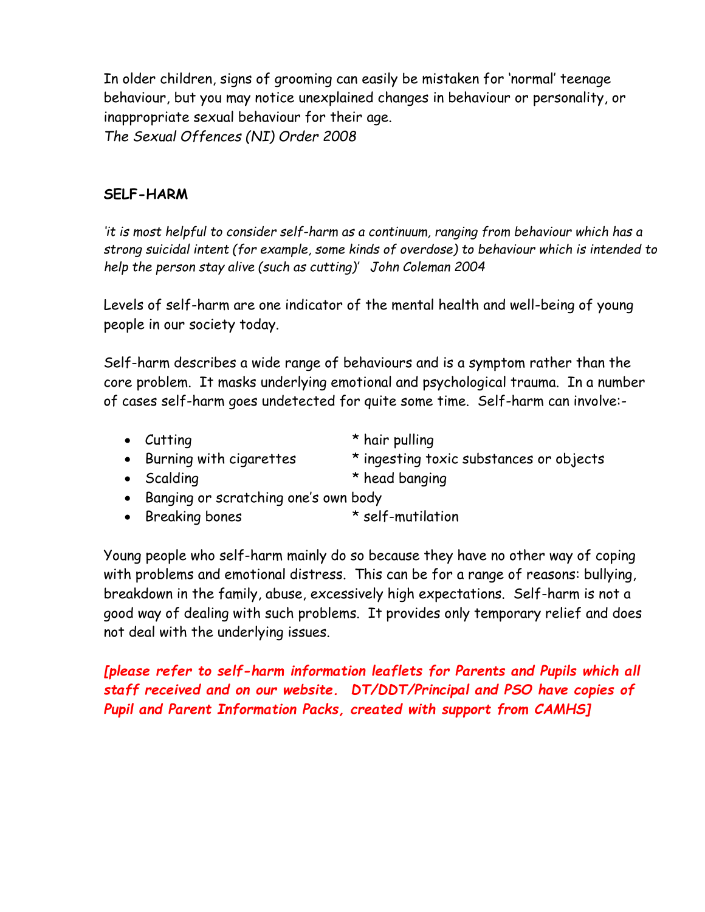In older children, signs of grooming can easily be mistaken for 'normal' teenage behaviour, but you may notice unexplained changes in behaviour or personality, or inappropriate sexual behaviour for their age.
*The Sexual Offences (NI) Order 2008*

**SELF-HARM**

*'it is most helpful to consider self-harm as a continuum, ranging from behaviour which has a strong suicidal intent (for example, some kinds of overdose) to behaviour which is intended to help the person stay alive (such as cutting)' John Coleman 2004*

Levels of self-harm are one indicator of the mental health and well-being of young people in our society today.

Self-harm describes a wide range of behaviours and is a symptom rather than the core problem. It masks underlying emotional and psychological trauma. In a number of cases self-harm goes undetected for quite some time. Self-harm can involve:-

- Cutting * hair pulling
- Burning with cigarettes * ingesting toxic substances or objects
- Scalding * head banging
- Banging or scratching one's own body
- Breaking bones * self-mutilation

Young people who self-harm mainly do so because they have no other way of coping with problems and emotional distress. This can be for a range of reasons: bullying, breakdown in the family, abuse, excessively high expectations. Self-harm is not a good way of dealing with such problems. It provides only temporary relief and does not deal with the underlying issues.

***[please refer to self-harm information leaflets for Parents and Pupils which all staff received and on our website. DT/DDT/Principal and PSO have copies of Pupil and Parent Information Packs, created with support from CAMHS]***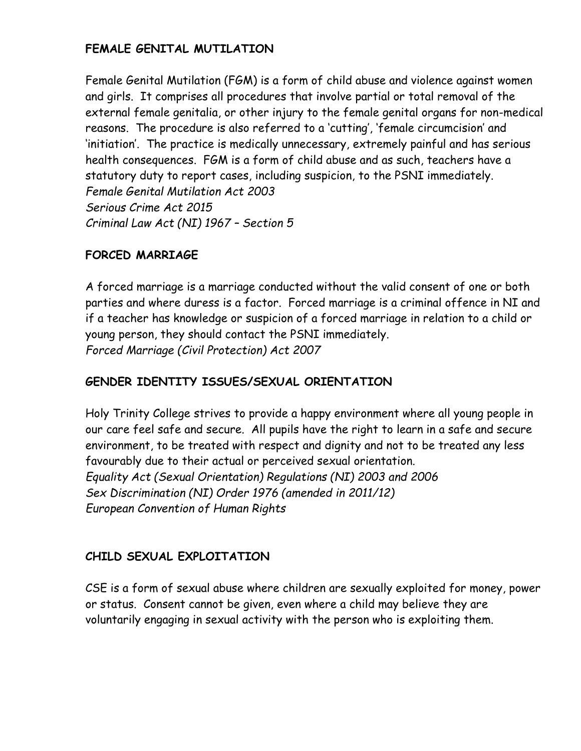## FEMALE GENITAL MUTILATION

Female Genital Mutilation (FGM) is a form of child abuse and violence against women and girls. It comprises all procedures that involve partial or total removal of the external female genitalia, or other injury to the female genital organs for non-medical reasons. The procedure is also referred to a 'cutting', 'female circumcision' and 'initiation'. The practice is medically unnecessary, extremely painful and has serious health consequences. FGM is a form of child abuse and as such, teachers have a statutory duty to report cases, including suspicion, to the PSNI immediately.
*Female Genital Mutilation Act 2003*
*Serious Crime Act 2015*
*Criminal Law Act (NI) 1967 – Section 5*

## FORCED MARRIAGE

A forced marriage is a marriage conducted without the valid consent of one or both parties and where duress is a factor. Forced marriage is a criminal offence in NI and if a teacher has knowledge or suspicion of a forced marriage in relation to a child or young person, they should contact the PSNI immediately.
*Forced Marriage (Civil Protection) Act 2007*

## GENDER IDENTITY ISSUES/SEXUAL ORIENTATION

Holy Trinity College strives to provide a happy environment where all young people in our care feel safe and secure. All pupils have the right to learn in a safe and secure environment, to be treated with respect and dignity and not to be treated any less favourably due to their actual or perceived sexual orientation.
*Equality Act (Sexual Orientation) Regulations (NI) 2003 and 2006*
*Sex Discrimination (NI) Order 1976 (amended in 2011/12)*
*European Convention of Human Rights*

## CHILD SEXUAL EXPLOITATION

CSE is a form of sexual abuse where children are sexually exploited for money, power or status. Consent cannot be given, even where a child may believe they are voluntarily engaging in sexual activity with the person who is exploiting them.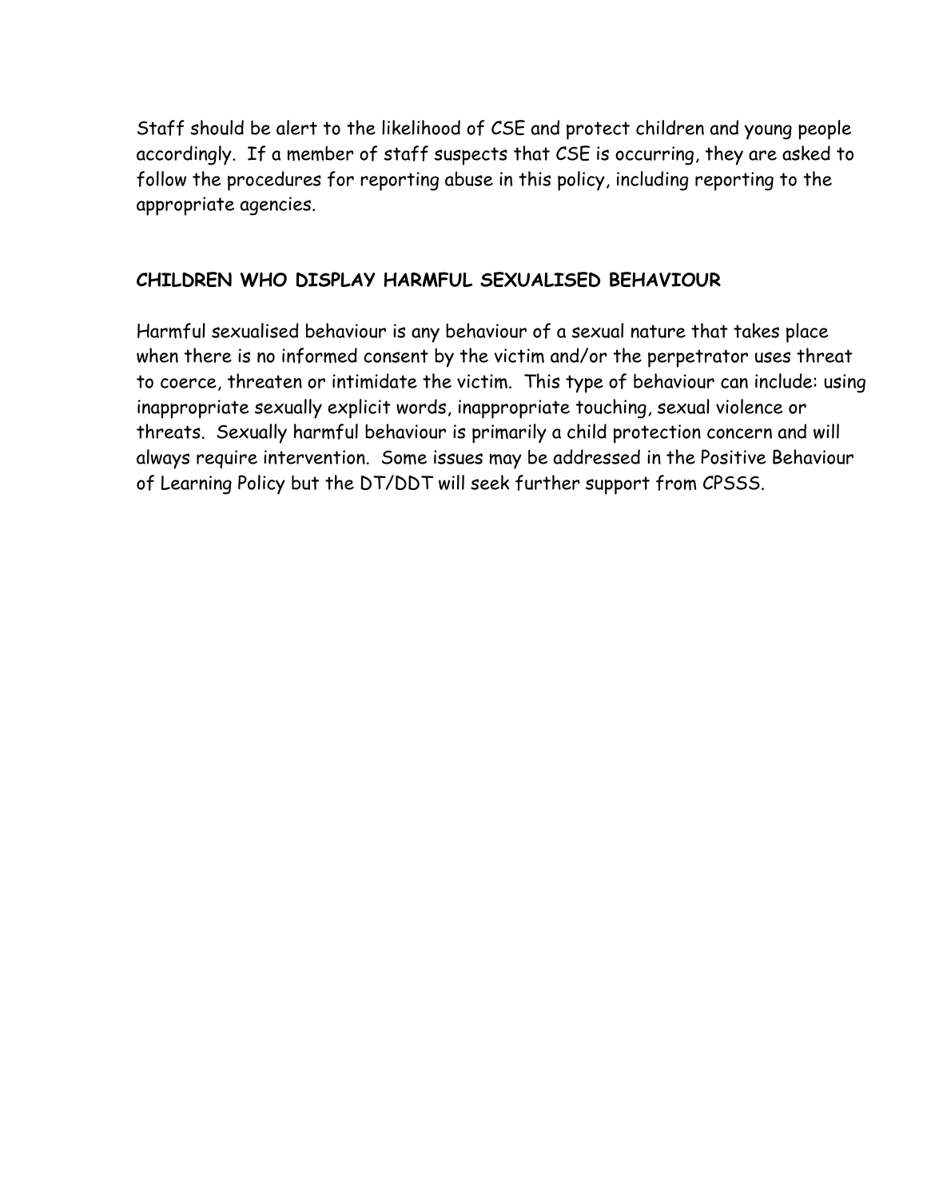Staff should be alert to the likelihood of CSE and protect children and young people accordingly. If a member of staff suspects that CSE is occurring, they are asked to follow the procedures for reporting abuse in this policy, including reporting to the appropriate agencies.

## CHILDREN WHO DISPLAY HARMFUL SEXUALISED BEHAVIOUR

Harmful sexualised behaviour is any behaviour of a sexual nature that takes place when there is no informed consent by the victim and/or the perpetrator uses threat to coerce, threaten or intimidate the victim. This type of behaviour can include: using inappropriate sexually explicit words, inappropriate touching, sexual violence or threats. Sexually harmful behaviour is primarily a child protection concern and will always require intervention. Some issues may be addressed in the Positive Behaviour of Learning Policy but the DT/DDT will seek further support from CPSSS.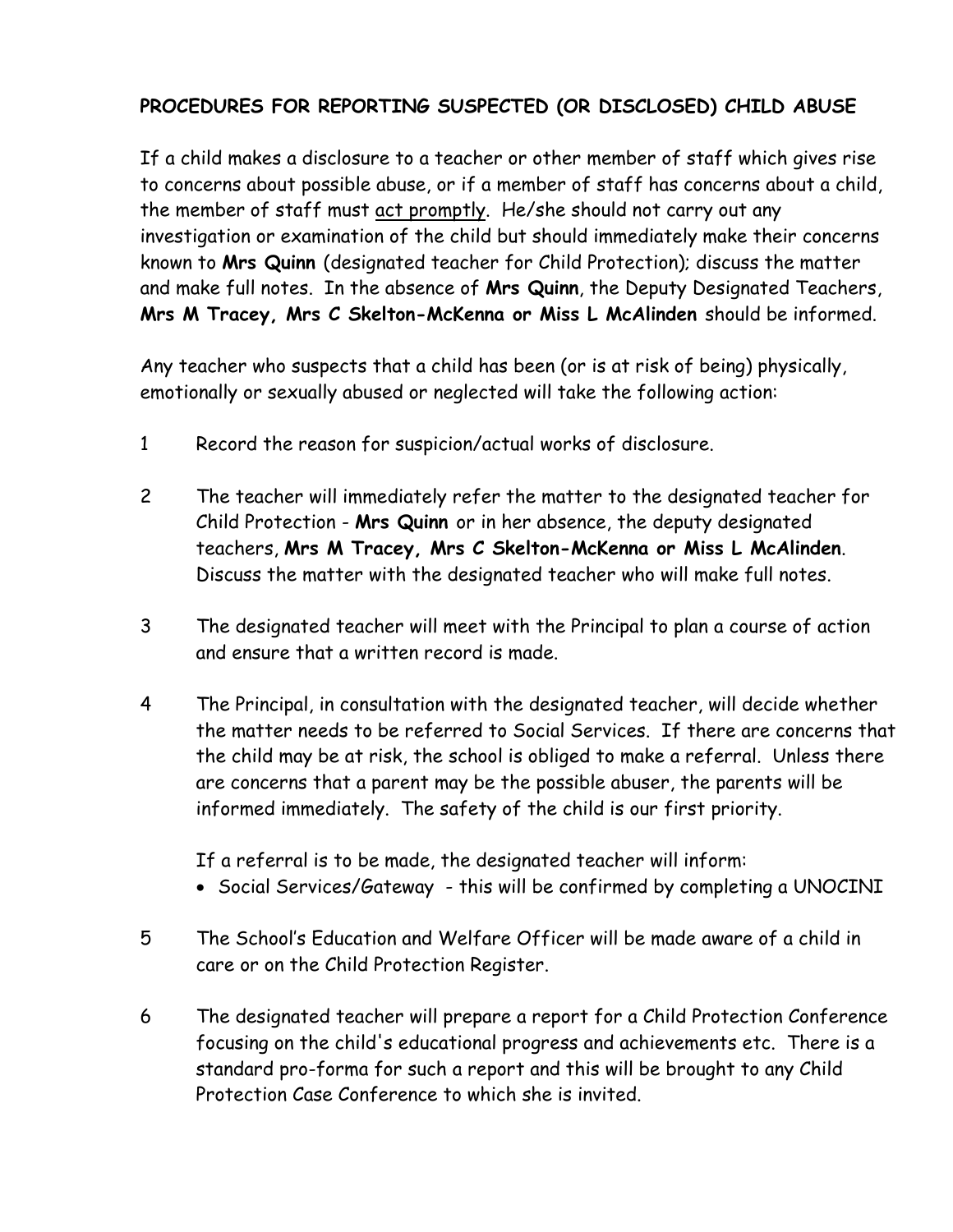## PROCEDURES FOR REPORTING SUSPECTED (OR DISCLOSED) CHILD ABUSE

If a child makes a disclosure to a teacher or other member of staff which gives rise to concerns about possible abuse, or if a member of staff has concerns about a child, the member of staff must <u>act promptly</u>. He/she should not carry out any investigation or examination of the child but should immediately make their concerns known to **Mrs Quinn** (designated teacher for Child Protection); discuss the matter and make full notes. In the absence of **Mrs Quinn**, the Deputy Designated Teachers, **Mrs M Tracey, Mrs C Skelton-McKenna or Miss L McAlinden** should be informed.

Any teacher who suspects that a child has been (or is at risk of being) physically, emotionally or sexually abused or neglected will take the following action:

1. Record the reason for suspicion/actual works of disclosure.

2. The teacher will immediately refer the matter to the designated teacher for Child Protection - **Mrs Quinn** or in her absence, the deputy designated teachers, **Mrs M Tracey, Mrs C Skelton-McKenna or Miss L McAlinden**. Discuss the matter with the designated teacher who will make full notes.

3. The designated teacher will meet with the Principal to plan a course of action and ensure that a written record is made.

4. The Principal, in consultation with the designated teacher, will decide whether the matter needs to be referred to Social Services. If there are concerns that the child may be at risk, the school is obliged to make a referral. Unless there are concerns that a parent may be the possible abuser, the parents will be informed immediately. The safety of the child is our first priority.

   If a referral is to be made, the designated teacher will inform:
   - Social Services/Gateway - this will be confirmed by completing a UNOCINI

5. The School's Education and Welfare Officer will be made aware of a child in care or on the Child Protection Register.

6. The designated teacher will prepare a report for a Child Protection Conference focusing on the child's educational progress and achievements etc. There is a standard pro-forma for such a report and this will be brought to any Child Protection Case Conference to which she is invited.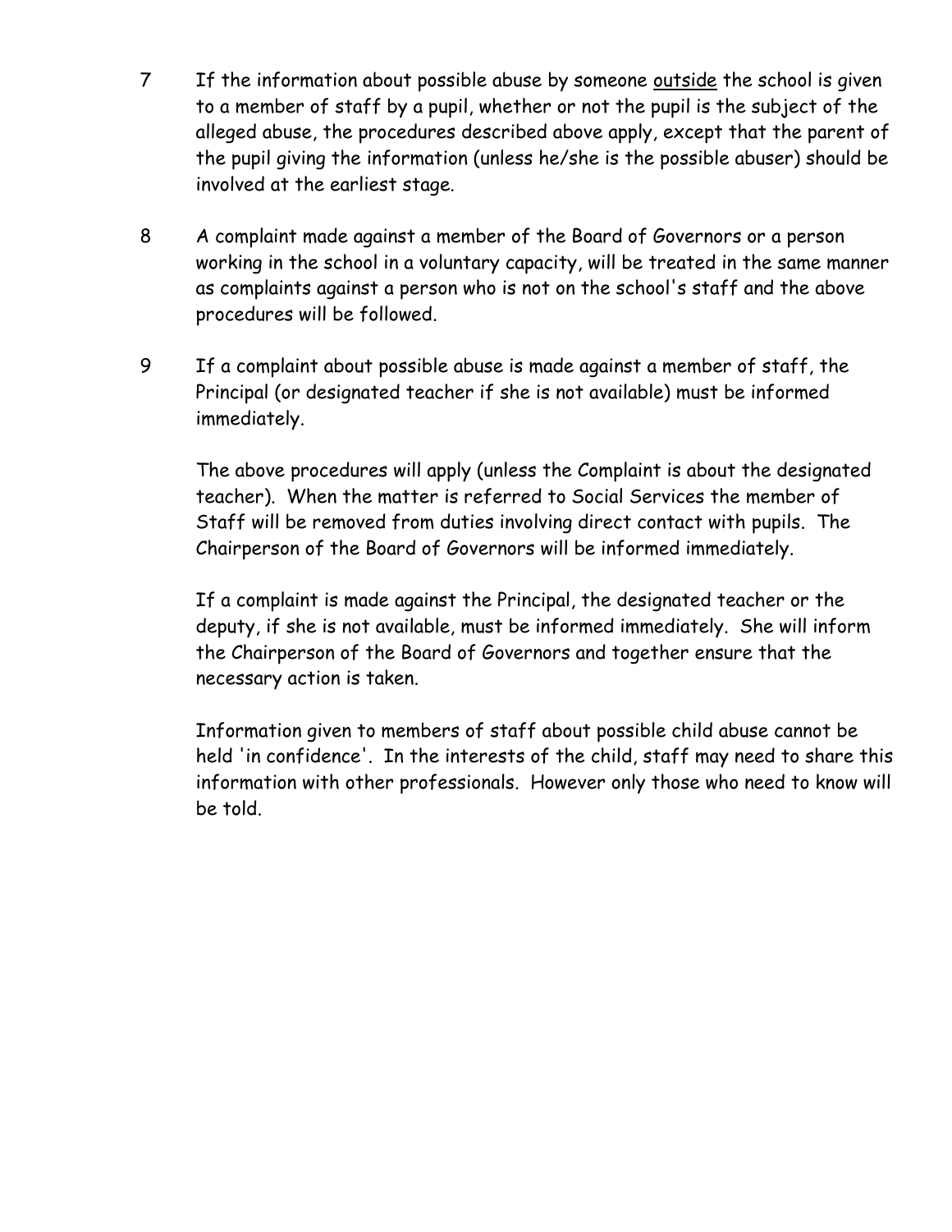7 If the information about possible abuse by someone <u>outside</u> the school is given to a member of staff by a pupil, whether or not the pupil is the subject of the alleged abuse, the procedures described above apply, except that the parent of the pupil giving the information (unless he/she is the possible abuser) should be involved at the earliest stage.

8 A complaint made against a member of the Board of Governors or a person working in the school in a voluntary capacity, will be treated in the same manner as complaints against a person who is not on the school's staff and the above procedures will be followed.

9 If a complaint about possible abuse is made against a member of staff, the Principal (or designated teacher if she is not available) must be informed immediately.

   The above procedures will apply (unless the Complaint is about the designated teacher). When the matter is referred to Social Services the member of Staff will be removed from duties involving direct contact with pupils. The Chairperson of the Board of Governors will be informed immediately.

   If a complaint is made against the Principal, the designated teacher or the deputy, if she is not available, must be informed immediately. She will inform the Chairperson of the Board of Governors and together ensure that the necessary action is taken.

   Information given to members of staff about possible child abuse cannot be held 'in confidence'. In the interests of the child, staff may need to share this information with other professionals. However only those who need to know will be told.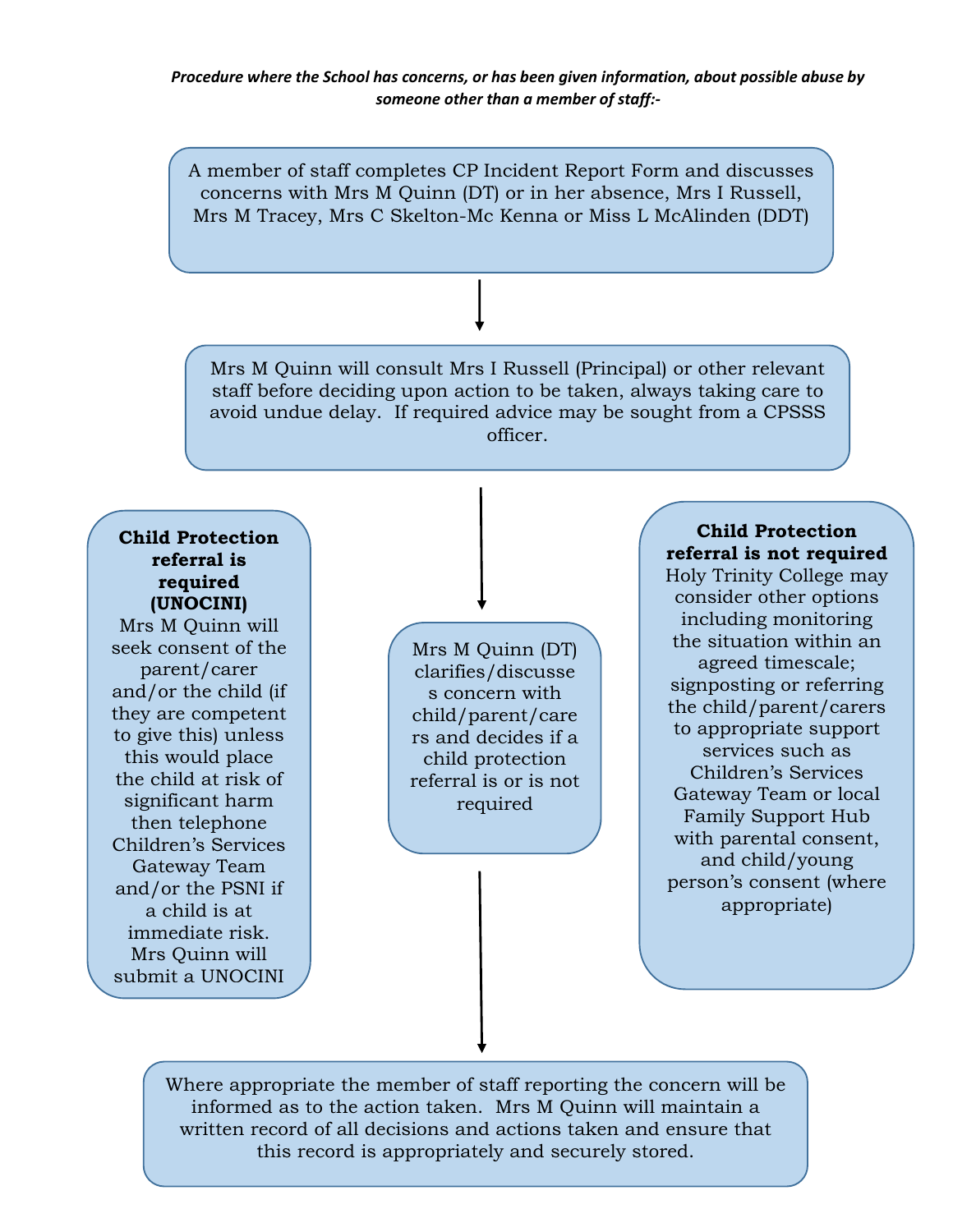***Procedure where the School has concerns, or has been given information, about possible abuse by someone other than a member of staff:-***

A member of staff completes CP Incident Report Form and discusses concerns with Mrs M Quinn (DT) or in her absence, Mrs I Russell, Mrs M Tracey, Mrs C Skelton-Mc Kenna or Miss L McAlinden (DDT)

↓

Mrs M Quinn will consult Mrs I Russell (Principal) or other relevant staff before deciding upon action to be taken, always taking care to avoid undue delay. If required advice may be sought from a CPSSS officer.

↓

Mrs M Quinn (DT) clarifies/discusses concern with child/parent/carers and decides if a child protection referral is or is not required

**Child Protection referral is required (UNOCINI)**
Mrs M Quinn will seek consent of the parent/carer and/or the child (if they are competent to give this) unless this would place the child at risk of significant harm then telephone Children's Services Gateway Team and/or the PSNI if a child is at immediate risk. Mrs Quinn will submit a UNOCINI

**Child Protection referral is not required**
Holy Trinity College may consider other options including monitoring the situation within an agreed timescale; signposting or referring the child/parent/carers to appropriate support services such as Children's Services Gateway Team or local Family Support Hub with parental consent, and child/young person's consent (where appropriate)

↓

Where appropriate the member of staff reporting the concern will be informed as to the action taken. Mrs M Quinn will maintain a written record of all decisions and actions taken and ensure that this record is appropriately and securely stored.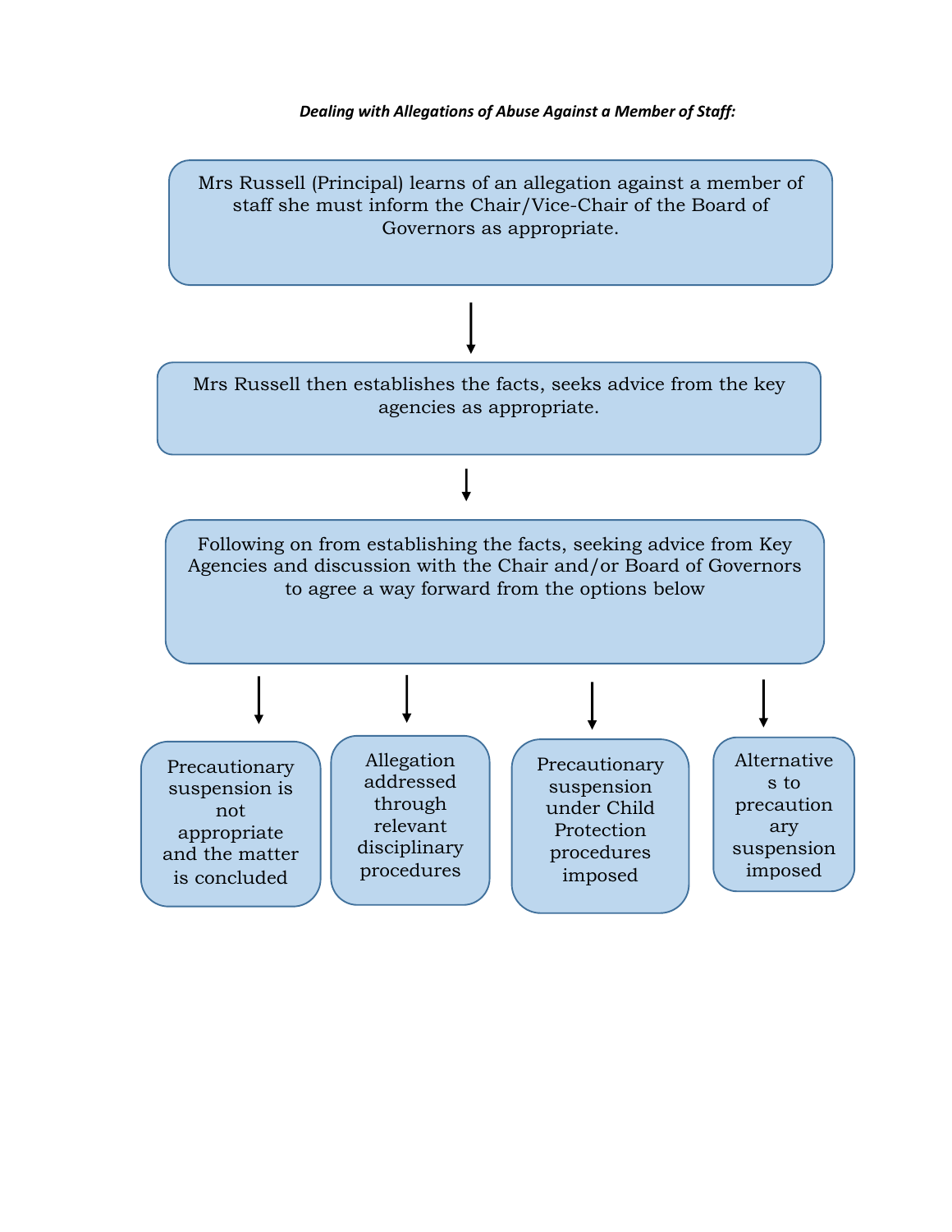***Dealing with Allegations of Abuse Against a Member of Staff:***

Mrs Russell (Principal) learns of an allegation against a member of staff she must inform the Chair/Vice-Chair of the Board of Governors as appropriate.

↓

Mrs Russell then establishes the facts, seeks advice from the key agencies as appropriate.

↓

Following on from establishing the facts, seeking advice from Key Agencies and discussion with the Chair and/or Board of Governors to agree a way forward from the options below

↓

- Precautionary suspension is not appropriate and the matter is concluded
- Allegation addressed through relevant disciplinary procedures
- Precautionary suspension under Child Protection procedures imposed
- Alternatives to precautionary suspension imposed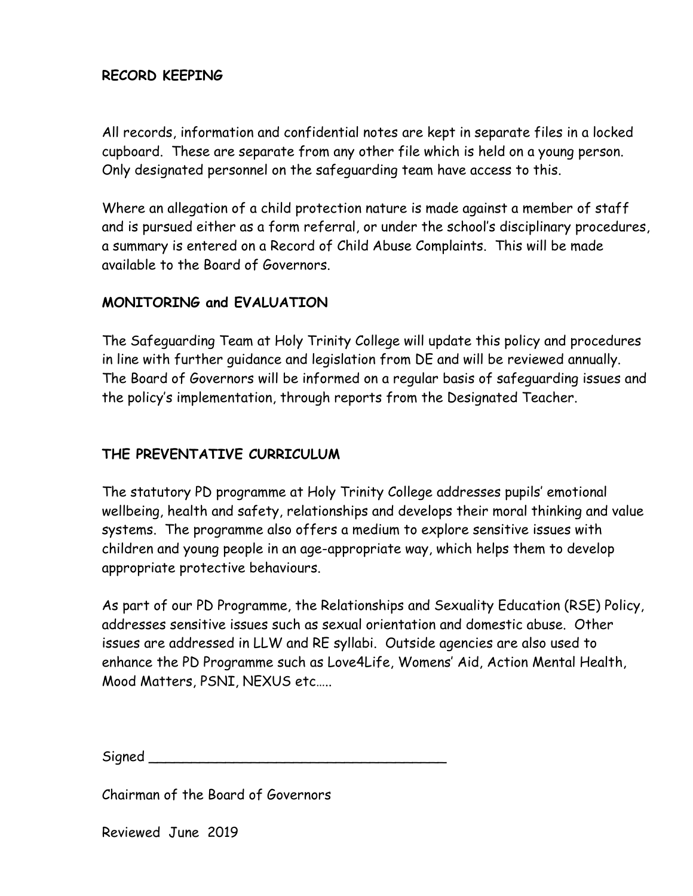**RECORD KEEPING**

All records, information and confidential notes are kept in separate files in a locked cupboard. These are separate from any other file which is held on a young person. Only designated personnel on the safeguarding team have access to this.

Where an allegation of a child protection nature is made against a member of staff and is pursued either as a form referral, or under the school's disciplinary procedures, a summary is entered on a Record of Child Abuse Complaints. This will be made available to the Board of Governors.

**MONITORING and EVALUATION**

The Safeguarding Team at Holy Trinity College will update this policy and procedures in line with further guidance and legislation from DE and will be reviewed annually. The Board of Governors will be informed on a regular basis of safeguarding issues and the policy's implementation, through reports from the Designated Teacher.

**THE PREVENTATIVE CURRICULUM**

The statutory PD programme at Holy Trinity College addresses pupils' emotional wellbeing, health and safety, relationships and develops their moral thinking and value systems. The programme also offers a medium to explore sensitive issues with children and young people in an age-appropriate way, which helps them to develop appropriate protective behaviours.

As part of our PD Programme, the Relationships and Sexuality Education (RSE) Policy, addresses sensitive issues such as sexual orientation and domestic abuse. Other issues are addressed in LLW and RE syllabi. Outside agencies are also used to enhance the PD Programme such as Love4Life, Womens' Aid, Action Mental Health, Mood Matters, PSNI, NEXUS etc…..

Signed ____________________________________

Chairman of the Board of Governors

Reviewed June 2019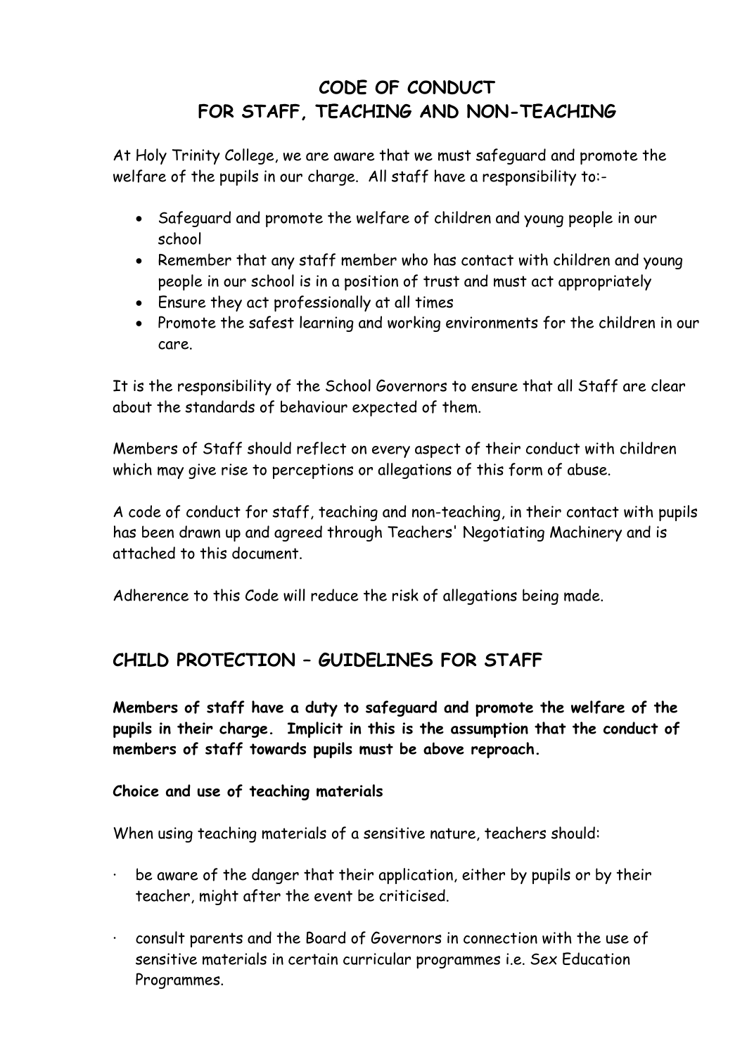# CODE OF CONDUCT
# FOR STAFF, TEACHING AND NON-TEACHING

At Holy Trinity College, we are aware that we must safeguard and promote the welfare of the pupils in our charge. All staff have a responsibility to:-

- Safeguard and promote the welfare of children and young people in our school
- Remember that any staff member who has contact with children and young people in our school is in a position of trust and must act appropriately
- Ensure they act professionally at all times
- Promote the safest learning and working environments for the children in our care.

It is the responsibility of the School Governors to ensure that all Staff are clear about the standards of behaviour expected of them.

Members of Staff should reflect on every aspect of their conduct with children which may give rise to perceptions or allegations of this form of abuse.

A code of conduct for staff, teaching and non-teaching, in their contact with pupils has been drawn up and agreed through Teachers' Negotiating Machinery and is attached to this document.

Adherence to this Code will reduce the risk of allegations being made.

## CHILD PROTECTION – GUIDELINES FOR STAFF

**Members of staff have a duty to safeguard and promote the welfare of the pupils in their charge. Implicit in this is the assumption that the conduct of members of staff towards pupils must be above reproach.**

**Choice and use of teaching materials**

When using teaching materials of a sensitive nature, teachers should:

- be aware of the danger that their application, either by pupils or by their teacher, might after the event be criticised.
- consult parents and the Board of Governors in connection with the use of sensitive materials in certain curricular programmes i.e. Sex Education Programmes.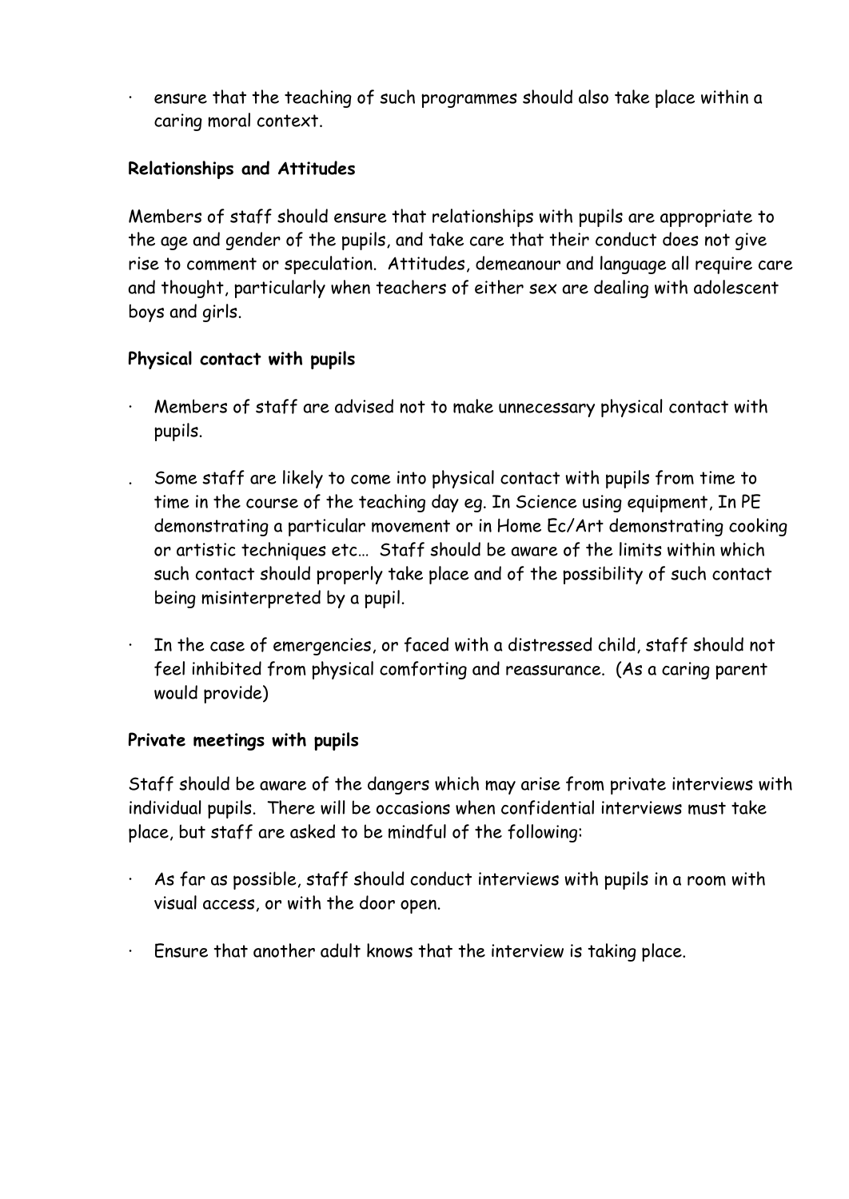- ensure that the teaching of such programmes should also take place within a caring moral context.

**Relationships and Attitudes**

Members of staff should ensure that relationships with pupils are appropriate to the age and gender of the pupils, and take care that their conduct does not give rise to comment or speculation. Attitudes, demeanour and language all require care and thought, particularly when teachers of either sex are dealing with adolescent boys and girls.

**Physical contact with pupils**

- Members of staff are advised not to make unnecessary physical contact with pupils.
- Some staff are likely to come into physical contact with pupils from time to time in the course of the teaching day eg. In Science using equipment, In PE demonstrating a particular movement or in Home Ec/Art demonstrating cooking or artistic techniques etc… Staff should be aware of the limits within which such contact should properly take place and of the possibility of such contact being misinterpreted by a pupil.
- In the case of emergencies, or faced with a distressed child, staff should not feel inhibited from physical comforting and reassurance. (As a caring parent would provide)

**Private meetings with pupils**

Staff should be aware of the dangers which may arise from private interviews with individual pupils. There will be occasions when confidential interviews must take place, but staff are asked to be mindful of the following:

- As far as possible, staff should conduct interviews with pupils in a room with visual access, or with the door open.
- Ensure that another adult knows that the interview is taking place.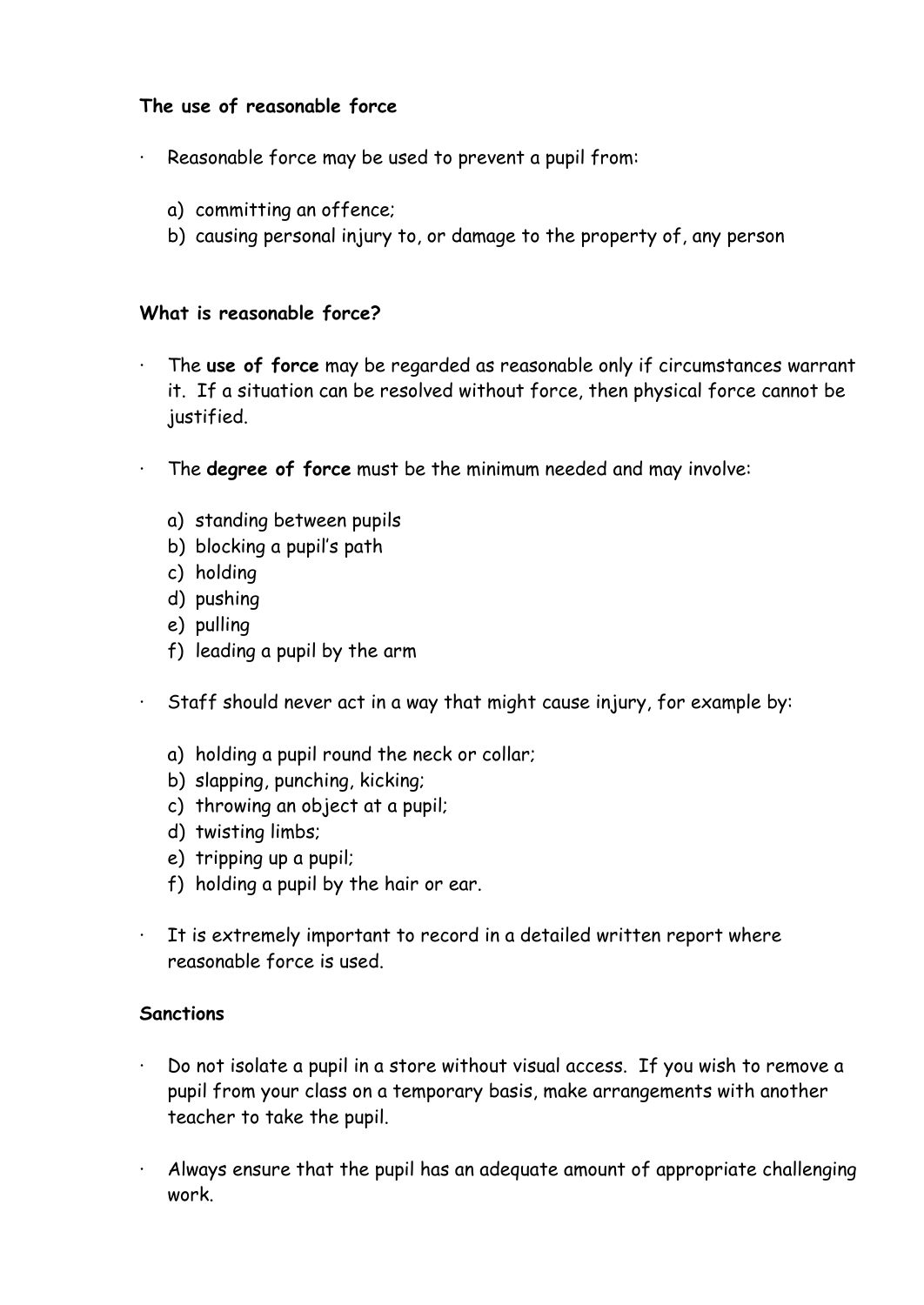**The use of reasonable force**

- Reasonable force may be used to prevent a pupil from:

  a) committing an offence;
  b) causing personal injury to, or damage to the property of, any person

**What is reasonable force?**

- The **use of force** may be regarded as reasonable only if circumstances warrant it. If a situation can be resolved without force, then physical force cannot be justified.

- The **degree of force** must be the minimum needed and may involve:

  a) standing between pupils
  b) blocking a pupil's path
  c) holding
  d) pushing
  e) pulling
  f) leading a pupil by the arm

- Staff should never act in a way that might cause injury, for example by:

  a) holding a pupil round the neck or collar;
  b) slapping, punching, kicking;
  c) throwing an object at a pupil;
  d) twisting limbs;
  e) tripping up a pupil;
  f) holding a pupil by the hair or ear.

- It is extremely important to record in a detailed written report where reasonable force is used.

**Sanctions**

- Do not isolate a pupil in a store without visual access. If you wish to remove a pupil from your class on a temporary basis, make arrangements with another teacher to take the pupil.

- Always ensure that the pupil has an adequate amount of appropriate challenging work.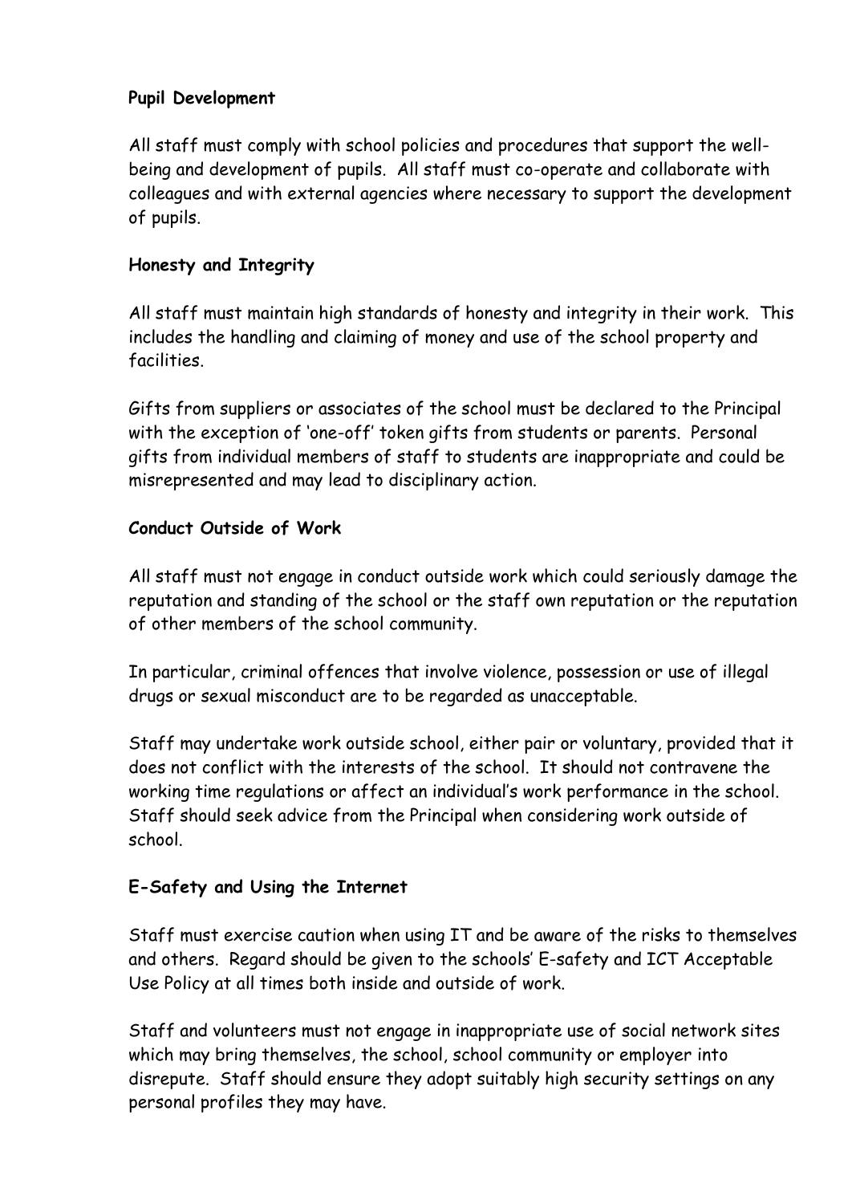**Pupil Development**

All staff must comply with school policies and procedures that support the well-being and development of pupils. All staff must co-operate and collaborate with colleagues and with external agencies where necessary to support the development of pupils.

**Honesty and Integrity**

All staff must maintain high standards of honesty and integrity in their work. This includes the handling and claiming of money and use of the school property and facilities.

Gifts from suppliers or associates of the school must be declared to the Principal with the exception of 'one-off' token gifts from students or parents. Personal gifts from individual members of staff to students are inappropriate and could be misrepresented and may lead to disciplinary action.

**Conduct Outside of Work**

All staff must not engage in conduct outside work which could seriously damage the reputation and standing of the school or the staff own reputation or the reputation of other members of the school community.

In particular, criminal offences that involve violence, possession or use of illegal drugs or sexual misconduct are to be regarded as unacceptable.

Staff may undertake work outside school, either pair or voluntary, provided that it does not conflict with the interests of the school. It should not contravene the working time regulations or affect an individual's work performance in the school. Staff should seek advice from the Principal when considering work outside of school.

**E-Safety and Using the Internet**

Staff must exercise caution when using IT and be aware of the risks to themselves and others. Regard should be given to the schools' E-safety and ICT Acceptable Use Policy at all times both inside and outside of work.

Staff and volunteers must not engage in inappropriate use of social network sites which may bring themselves, the school, school community or employer into disrepute. Staff should ensure they adopt suitably high security settings on any personal profiles they may have.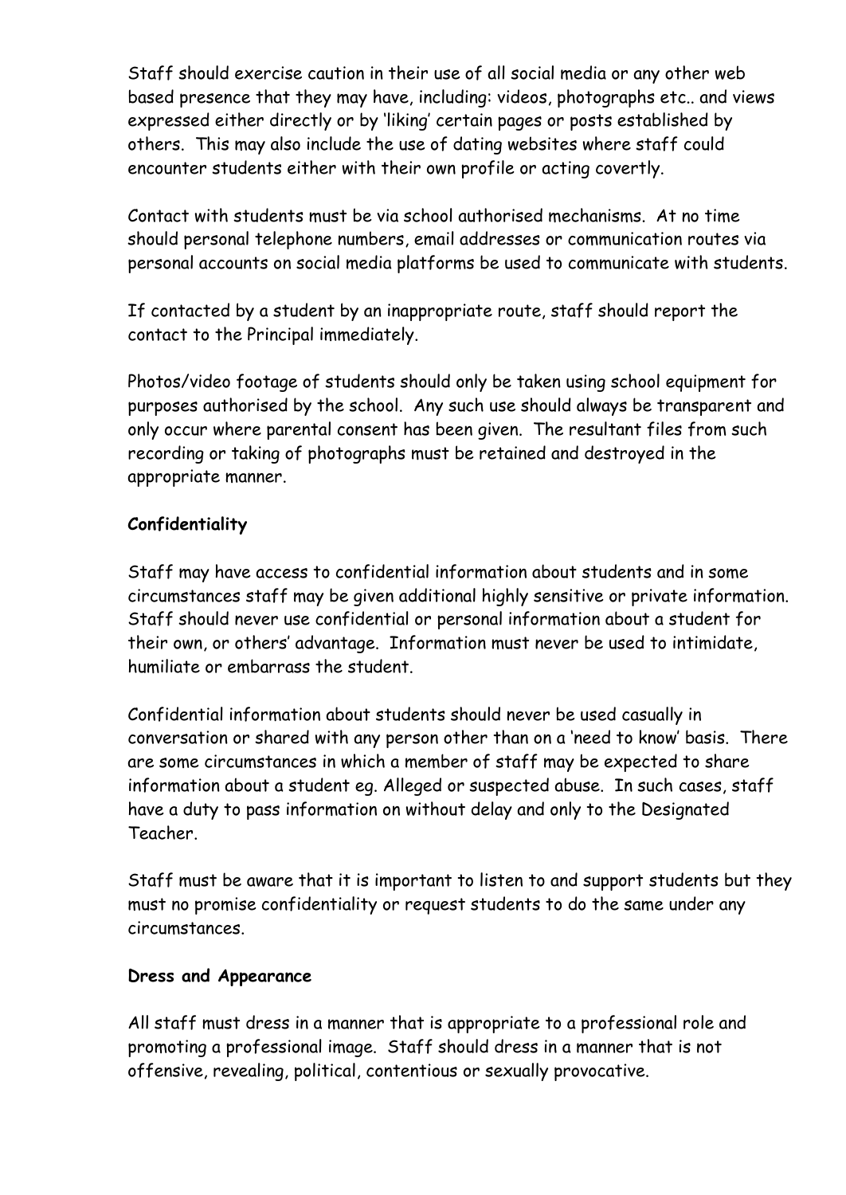Staff should exercise caution in their use of all social media or any other web based presence that they may have, including: videos, photographs etc.. and views expressed either directly or by 'liking' certain pages or posts established by others. This may also include the use of dating websites where staff could encounter students either with their own profile or acting covertly.

Contact with students must be via school authorised mechanisms. At no time should personal telephone numbers, email addresses or communication routes via personal accounts on social media platforms be used to communicate with students.

If contacted by a student by an inappropriate route, staff should report the contact to the Principal immediately.

Photos/video footage of students should only be taken using school equipment for purposes authorised by the school. Any such use should always be transparent and only occur where parental consent has been given. The resultant files from such recording or taking of photographs must be retained and destroyed in the appropriate manner.

**Confidentiality**

Staff may have access to confidential information about students and in some circumstances staff may be given additional highly sensitive or private information. Staff should never use confidential or personal information about a student for their own, or others' advantage. Information must never be used to intimidate, humiliate or embarrass the student.

Confidential information about students should never be used casually in conversation or shared with any person other than on a 'need to know' basis. There are some circumstances in which a member of staff may be expected to share information about a student eg. Alleged or suspected abuse. In such cases, staff have a duty to pass information on without delay and only to the Designated Teacher.

Staff must be aware that it is important to listen to and support students but they must no promise confidentiality or request students to do the same under any circumstances.

**Dress and Appearance**

All staff must dress in a manner that is appropriate to a professional role and promoting a professional image. Staff should dress in a manner that is not offensive, revealing, political, contentious or sexually provocative.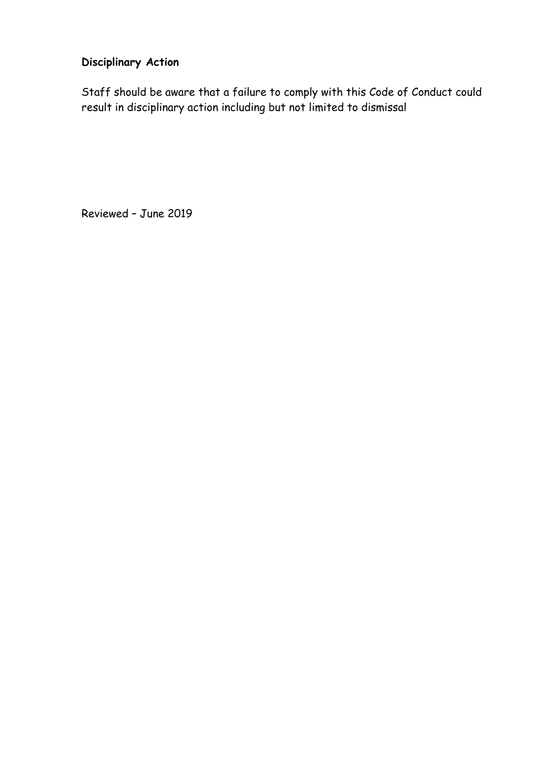**Disciplinary Action**

Staff should be aware that a failure to comply with this Code of Conduct could result in disciplinary action including but not limited to dismissal

Reviewed – June 2019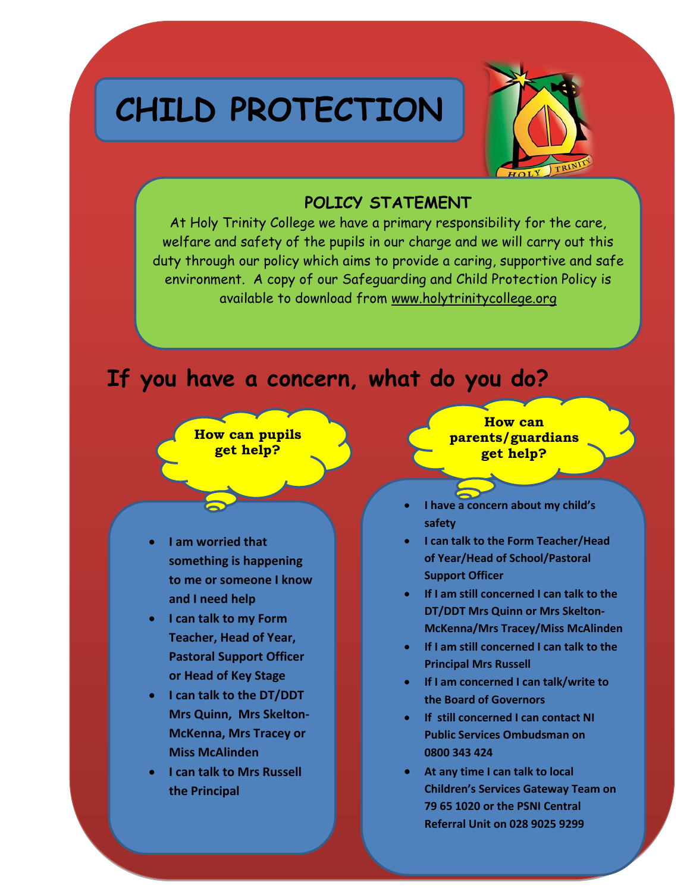# CHILD PROTECTION

## POLICY STATEMENT

At Holy Trinity College we have a primary responsibility for the care, welfare and safety of the pupils in our charge and we will carry out this duty through our policy which aims to provide a caring, supportive and safe environment. A copy of our Safeguarding and Child Protection Policy is available to download from www.holytrinitycollege.org

## If you have a concern, what do you do?

### How can pupils get help?

- **I am worried that something is happening to me or someone I know and I need help**
- **I can talk to my Form Teacher, Head of Year, Pastoral Support Officer or Head of Key Stage**
- **I can talk to the DT/DDT Mrs Quinn, Mrs Skelton-McKenna, Mrs Tracey or Miss McAlinden**
- **I can talk to Mrs Russell the Principal**

### How can parents/guardians get help?

- **I have a concern about my child's safety**
- **I can talk to the Form Teacher/Head of Year/Head of School/Pastoral Support Officer**
- **If I am still concerned I can talk to the DT/DDT Mrs Quinn or Mrs Skelton-McKenna/Mrs Tracey/Miss McAlinden**
- **If I am still concerned I can talk to the Principal Mrs Russell**
- **If I am concerned I can talk/write to the Board of Governors**
- **If still concerned I can contact NI Public Services Ombudsman on 0800 343 424**
- **At any time I can talk to local Children's Services Gateway Team on 79 65 1020 or the PSNI Central Referral Unit on 028 9025 9299**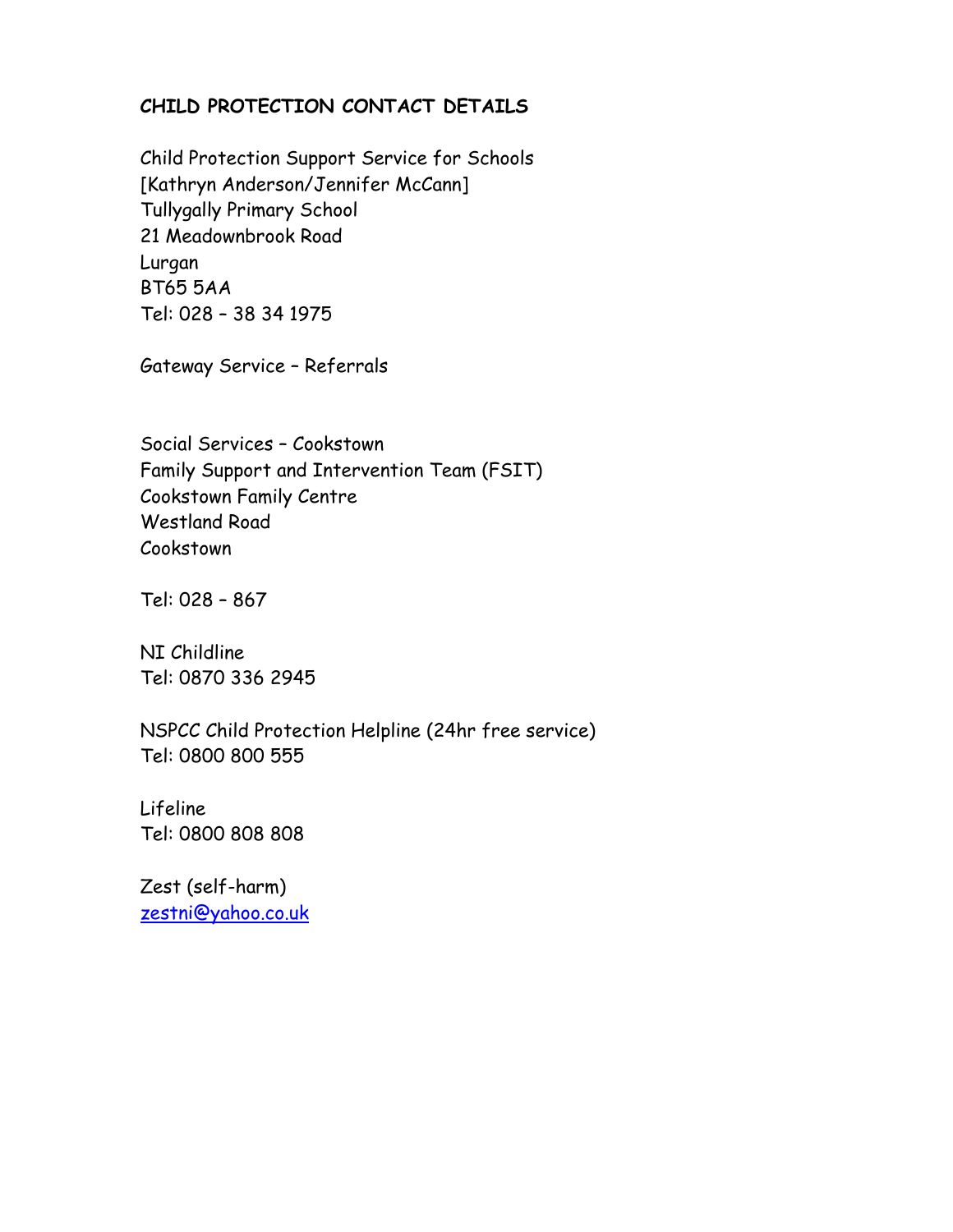## CHILD PROTECTION CONTACT DETAILS

Child Protection Support Service for Schools
[Kathryn Anderson/Jennifer McCann]
Tullygally Primary School
21 Meadownbrook Road
Lurgan
BT65 5AA
Tel: 028 – 38 34 1975

Gateway Service – Referrals

Social Services – Cookstown
Family Support and Intervention Team (FSIT)
Cookstown Family Centre
Westland Road
Cookstown

Tel: 028 – 867

NI Childline
Tel: 0870 336 2945

NSPCC Child Protection Helpline (24hr free service)
Tel: 0800 800 555

Lifeline
Tel: 0800 808 808

Zest (self-harm)
zestni@yahoo.co.uk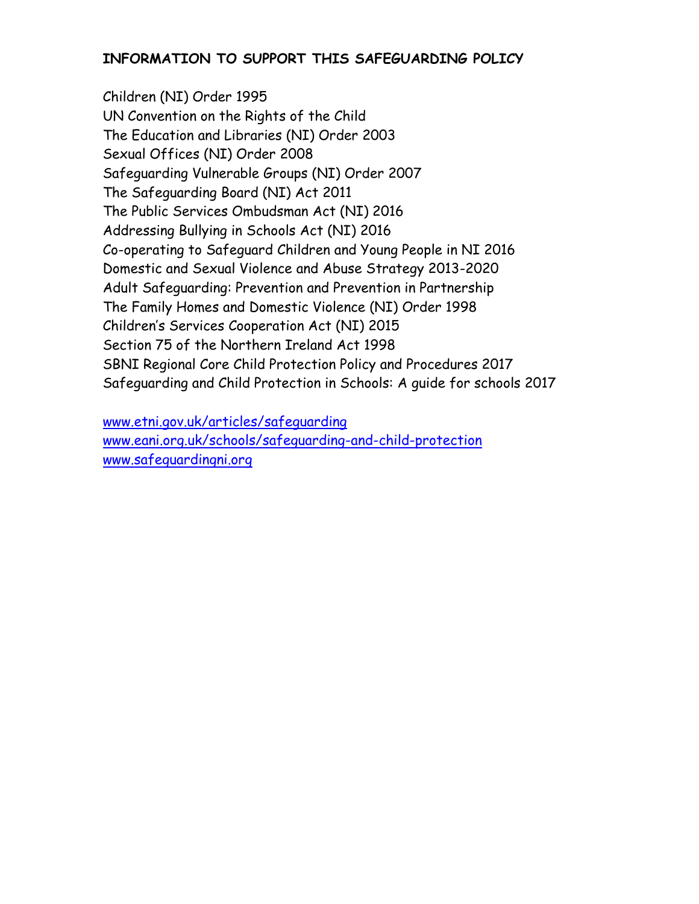## INFORMATION TO SUPPORT THIS SAFEGUARDING POLICY

Children (NI) Order 1995
UN Convention on the Rights of the Child
The Education and Libraries (NI) Order 2003
Sexual Offices (NI) Order 2008
Safeguarding Vulnerable Groups (NI) Order 2007
The Safeguarding Board (NI) Act 2011
The Public Services Ombudsman Act (NI) 2016
Addressing Bullying in Schools Act (NI) 2016
Co-operating to Safeguard Children and Young People in NI 2016
Domestic and Sexual Violence and Abuse Strategy 2013-2020
Adult Safeguarding: Prevention and Prevention in Partnership
The Family Homes and Domestic Violence (NI) Order 1998
Children's Services Cooperation Act (NI) 2015
Section 75 of the Northern Ireland Act 1998
SBNI Regional Core Child Protection Policy and Procedures 2017
Safeguarding and Child Protection in Schools: A guide for schools 2017

www.etni.gov.uk/articles/safeguarding
www.eani.org.uk/schools/safeguarding-and-child-protection
www.safeguardingni.org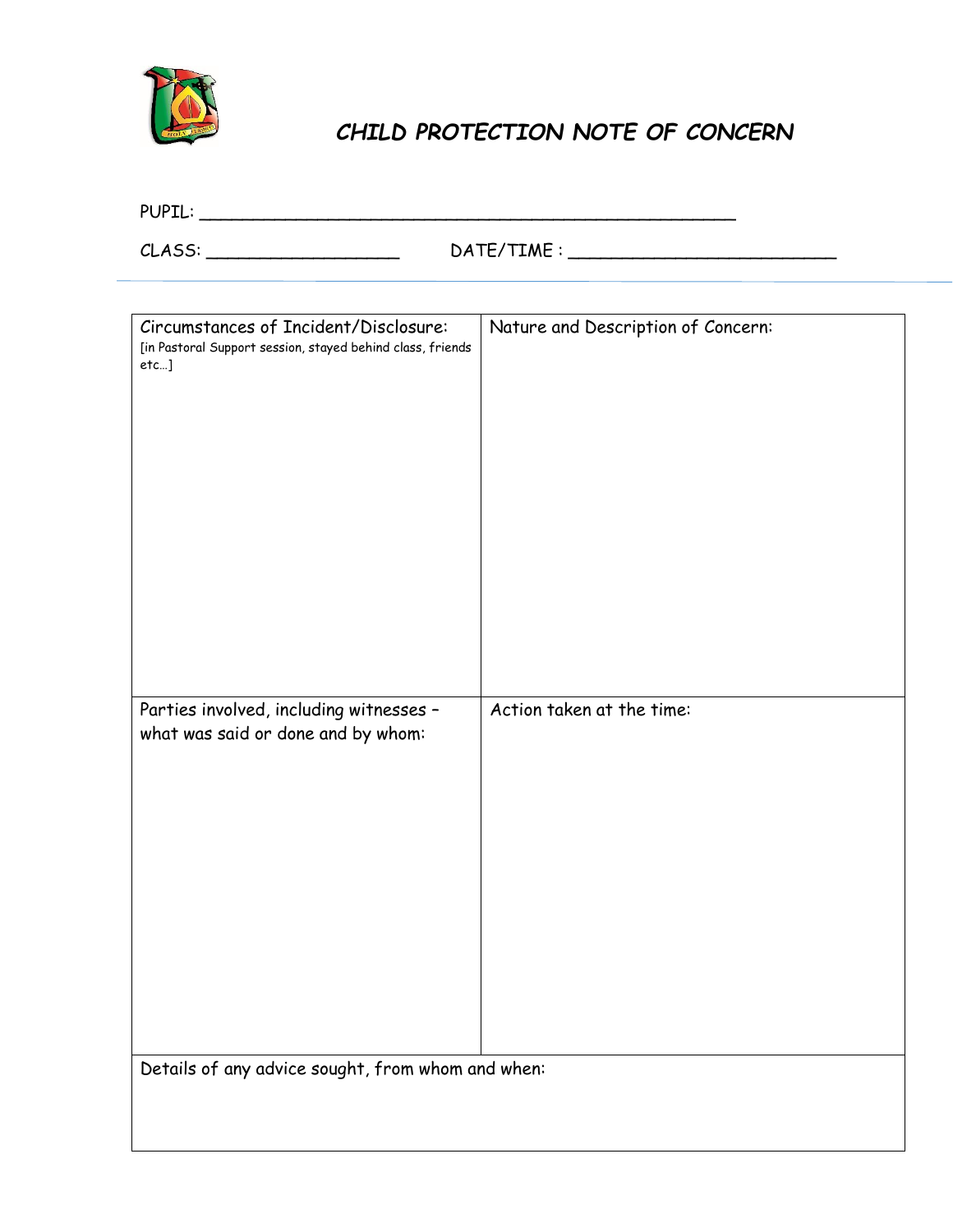# *CHILD PROTECTION NOTE OF CONCERN*

PUPIL: ___________________________________________________

CLASS: __________________ DATE/TIME : _________________________

| Circumstances of Incident/Disclosure: [in Pastoral Support session, stayed behind class, friends etc…] | Nature and Description of Concern: |
| --- | --- |
| Parties involved, including witnesses – what was said or done and by whom: | Action taken at the time: |
| Details of any advice sought, from whom and when: | |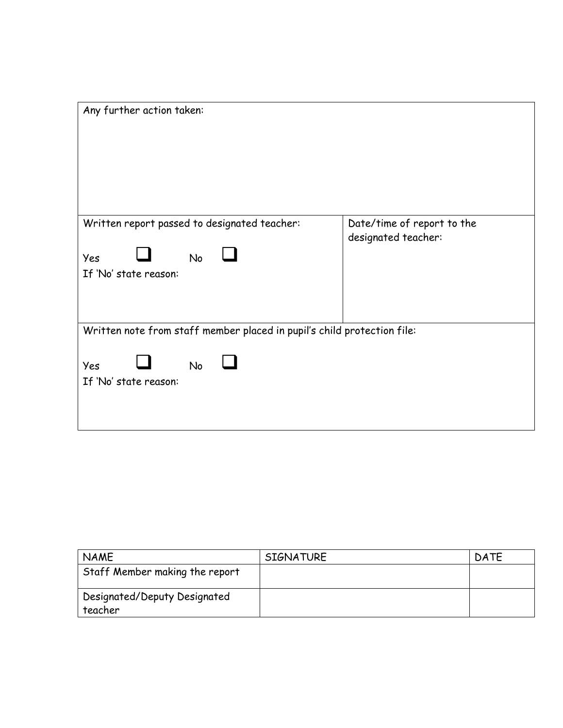| | |
|---|---|
| Any further action taken: | |
| Written report passed to designated teacher:<br><br>Yes ☐ No ☐<br>If 'No' state reason: | Date/time of report to the designated teacher: |
| Written note from staff member placed in pupil's child protection file:<br><br>Yes ☐ No ☐<br>If 'No' state reason: | |

| NAME | SIGNATURE | DATE |
|---|---|---|
| Staff Member making the report | | |
| Designated/Deputy Designated teacher | | |